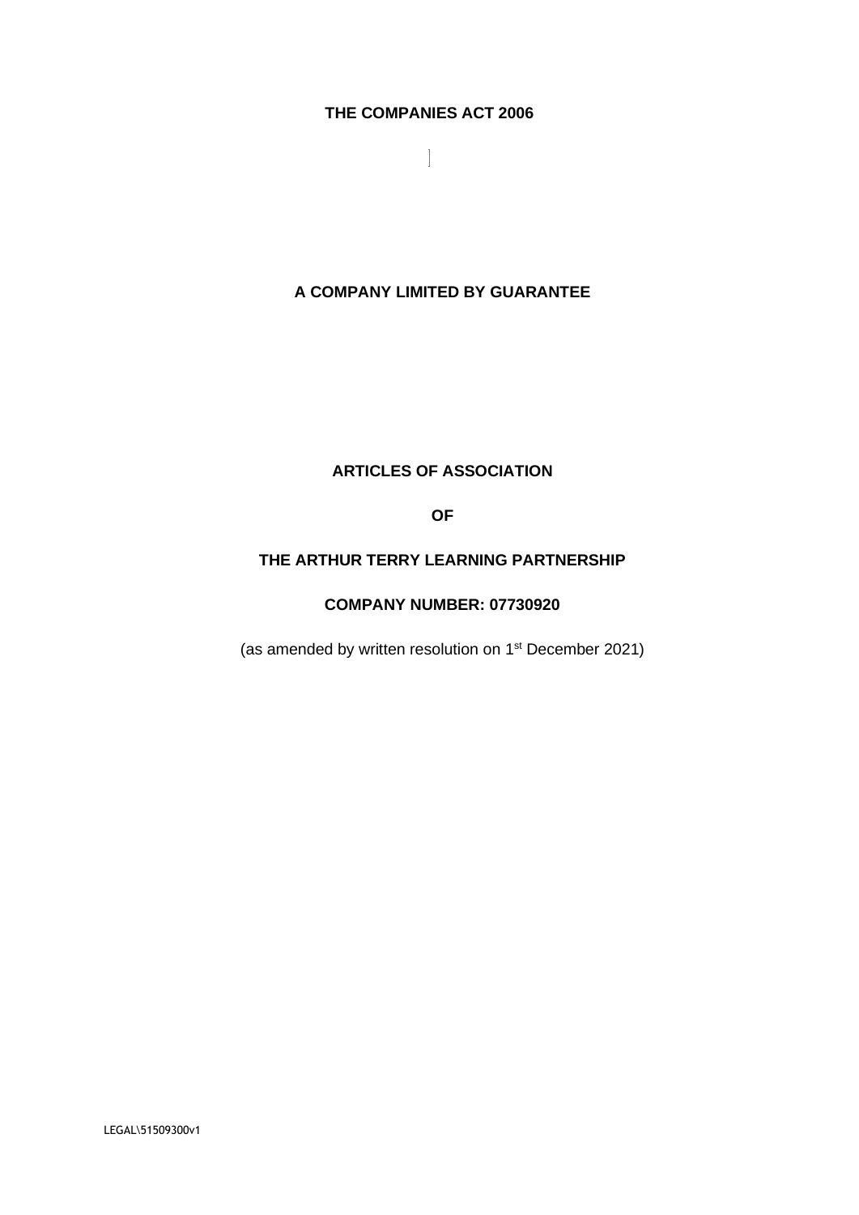**THE COMPANIES ACT 2006**

**A COMPANY LIMITED BY GUARANTEE**

**ARTICLES OF ASSOCIATION**

**OF**

**THE ARTHUR TERRY LEARNING PARTNERSHIP**

**COMPANY NUMBER: 07730920**

(as amended by written resolution on 1st December 2021)

LEGAL\51509300v1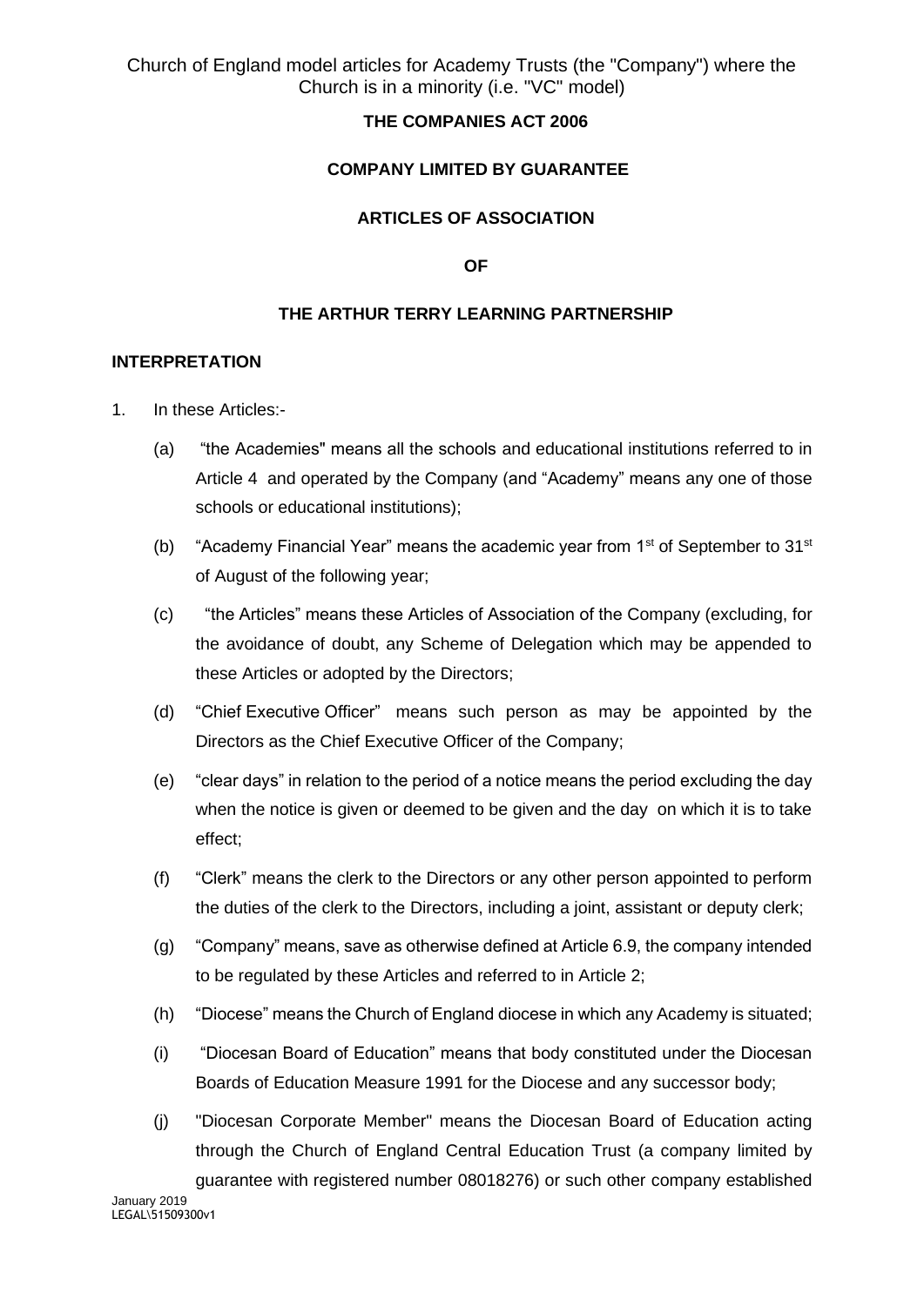Church of England model articles for Academy Trusts (the "Company") where the Church is in a minority (i.e. "VC" model)

**THE COMPANIES ACT 2006**

**COMPANY LIMITED BY GUARANTEE**

**ARTICLES OF ASSOCIATION**

**OF**

**THE ARTHUR TERRY LEARNING PARTNERSHIP**

**INTERPRETATION**

1. In these Articles:-

   (a) "the Academies" means all the schools and educational institutions referred to in Article 4 and operated by the Company (and "Academy" means any one of those schools or educational institutions);

   (b) "Academy Financial Year" means the academic year from 1st of September to 31st of August of the following year;

   (c) "the Articles" means these Articles of Association of the Company (excluding, for the avoidance of doubt, any Scheme of Delegation which may be appended to these Articles or adopted by the Directors;

   (d) "Chief Executive Officer" means such person as may be appointed by the Directors as the Chief Executive Officer of the Company;

   (e) "clear days" in relation to the period of a notice means the period excluding the day when the notice is given or deemed to be given and the day on which it is to take effect;

   (f) "Clerk" means the clerk to the Directors or any other person appointed to perform the duties of the clerk to the Directors, including a joint, assistant or deputy clerk;

   (g) "Company" means, save as otherwise defined at Article 6.9, the company intended to be regulated by these Articles and referred to in Article 2;

   (h) "Diocese" means the Church of England diocese in which any Academy is situated;

   (i) "Diocesan Board of Education" means that body constituted under the Diocesan Boards of Education Measure 1991 for the Diocese and any successor body;

   (j) "Diocesan Corporate Member" means the Diocesan Board of Education acting through the Church of England Central Education Trust (a company limited by guarantee with registered number 08018276) or such other company established

January 2019
LEGAL\51509300v1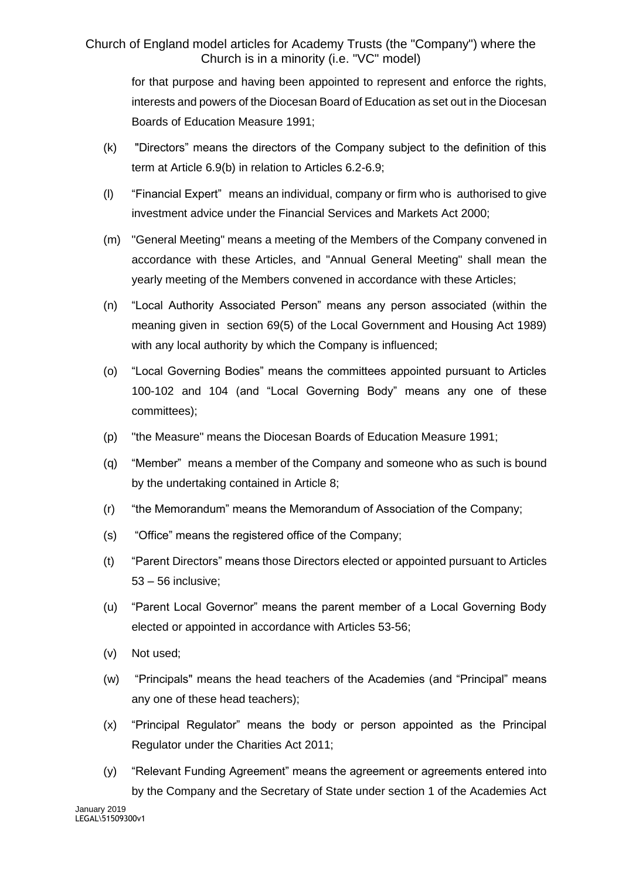for that purpose and having been appointed to represent and enforce the rights, interests and powers of the Diocesan Board of Education as set out in the Diocesan Boards of Education Measure 1991;

(k) "Directors" means the directors of the Company subject to the definition of this term at Article 6.9(b) in relation to Articles 6.2-6.9;

(l) "Financial Expert" means an individual, company or firm who is authorised to give investment advice under the Financial Services and Markets Act 2000;

(m) "General Meeting" means a meeting of the Members of the Company convened in accordance with these Articles, and "Annual General Meeting" shall mean the yearly meeting of the Members convened in accordance with these Articles;

(n) "Local Authority Associated Person" means any person associated (within the meaning given in section 69(5) of the Local Government and Housing Act 1989) with any local authority by which the Company is influenced;

(o) "Local Governing Bodies" means the committees appointed pursuant to Articles 100-102 and 104 (and "Local Governing Body" means any one of these committees);

(p) "the Measure" means the Diocesan Boards of Education Measure 1991;

(q) "Member" means a member of the Company and someone who as such is bound by the undertaking contained in Article 8;

(r) "the Memorandum" means the Memorandum of Association of the Company;

(s) "Office" means the registered office of the Company;

(t) "Parent Directors" means those Directors elected or appointed pursuant to Articles 53 – 56 inclusive;

(u) "Parent Local Governor" means the parent member of a Local Governing Body elected or appointed in accordance with Articles 53-56;

(v) Not used;

(w) "Principals" means the head teachers of the Academies (and "Principal" means any one of these head teachers);

(x) "Principal Regulator" means the body or person appointed as the Principal Regulator under the Charities Act 2011;

(y) "Relevant Funding Agreement" means the agreement or agreements entered into by the Company and the Secretary of State under section 1 of the Academies Act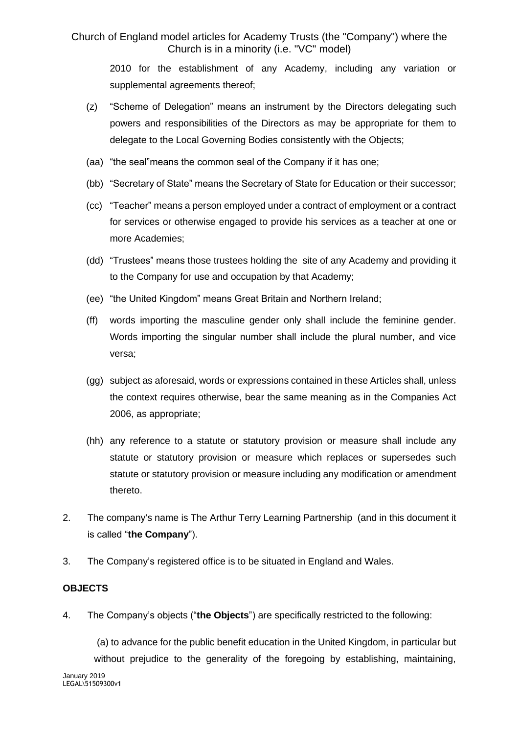2010 for the establishment of any Academy, including any variation or supplemental agreements thereof;

(z) "Scheme of Delegation" means an instrument by the Directors delegating such powers and responsibilities of the Directors as may be appropriate for them to delegate to the Local Governing Bodies consistently with the Objects;

(aa) "the seal"means the common seal of the Company if it has one;

(bb) "Secretary of State" means the Secretary of State for Education or their successor;

(cc) "Teacher" means a person employed under a contract of employment or a contract for services or otherwise engaged to provide his services as a teacher at one or more Academies;

(dd) "Trustees" means those trustees holding the site of any Academy and providing it to the Company for use and occupation by that Academy;

(ee) "the United Kingdom" means Great Britain and Northern Ireland;

(ff) words importing the masculine gender only shall include the feminine gender. Words importing the singular number shall include the plural number, and vice versa;

(gg) subject as aforesaid, words or expressions contained in these Articles shall, unless the context requires otherwise, bear the same meaning as in the Companies Act 2006, as appropriate;

(hh) any reference to a statute or statutory provision or measure shall include any statute or statutory provision or measure which replaces or supersedes such statute or statutory provision or measure including any modification or amendment thereto.

2. The company's name is The Arthur Terry Learning Partnership (and in this document it is called "**the Company**").

3. The Company's registered office is to be situated in England and Wales.

**OBJECTS**

4. The Company's objects ("**the Objects**") are specifically restricted to the following:

(a) to advance for the public benefit education in the United Kingdom, in particular but without prejudice to the generality of the foregoing by establishing, maintaining,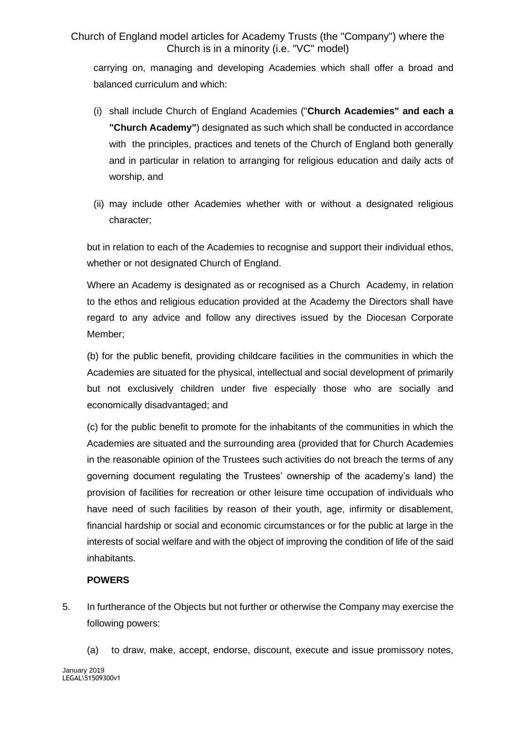carrying on, managing and developing Academies which shall offer a broad and balanced curriculum and which:

(i) shall include Church of England Academies ("**Church Academies" and each a "Church Academy"**) designated as such which shall be conducted in accordance with the principles, practices and tenets of the Church of England both generally and in particular in relation to arranging for religious education and daily acts of worship, and

(ii) may include other Academies whether with or without a designated religious character;

but in relation to each of the Academies to recognise and support their individual ethos, whether or not designated Church of England.

Where an Academy is designated as or recognised as a Church Academy, in relation to the ethos and religious education provided at the Academy the Directors shall have regard to any advice and follow any directives issued by the Diocesan Corporate Member;

(b) for the public benefit, providing childcare facilities in the communities in which the Academies are situated for the physical, intellectual and social development of primarily but not exclusively children under five especially those who are socially and economically disadvantaged; and

(c) for the public benefit to promote for the inhabitants of the communities in which the Academies are situated and the surrounding area (provided that for Church Academies in the reasonable opinion of the Trustees such activities do not breach the terms of any governing document regulating the Trustees' ownership of the academy's land) the provision of facilities for recreation or other leisure time occupation of individuals who have need of such facilities by reason of their youth, age, infirmity or disablement, financial hardship or social and economic circumstances or for the public at large in the interests of social welfare and with the object of improving the condition of life of the said inhabitants.

**POWERS**

5. In furtherance of the Objects but not further or otherwise the Company may exercise the following powers:

   (a) to draw, make, accept, endorse, discount, execute and issue promissory notes,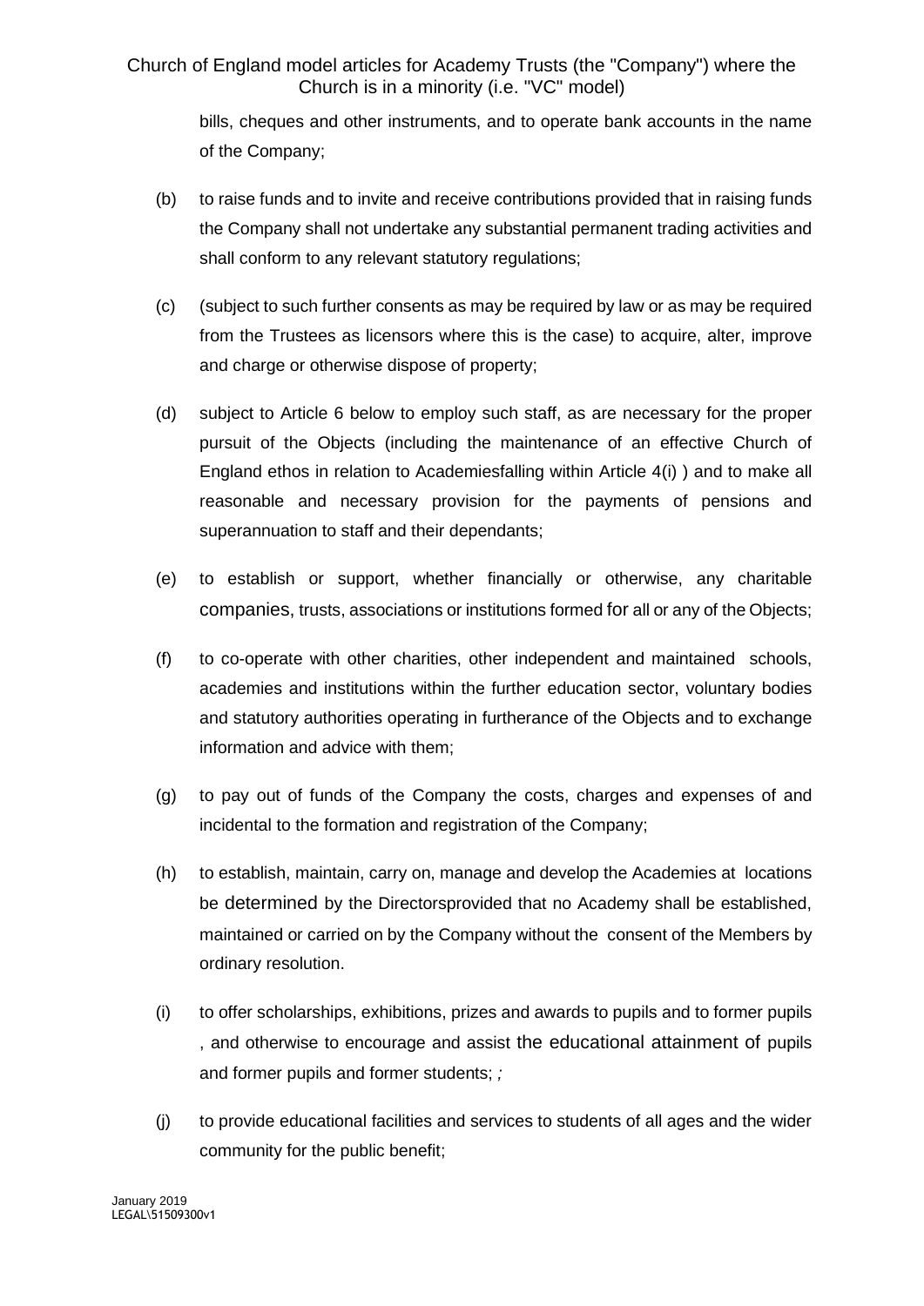bills, cheques and other instruments, and to operate bank accounts in the name of the Company;

(b) to raise funds and to invite and receive contributions provided that in raising funds the Company shall not undertake any substantial permanent trading activities and shall conform to any relevant statutory regulations;

(c) (subject to such further consents as may be required by law or as may be required from the Trustees as licensors where this is the case) to acquire, alter, improve and charge or otherwise dispose of property;

(d) subject to Article 6 below to employ such staff, as are necessary for the proper pursuit of the Objects (including the maintenance of an effective Church of England ethos in relation to Academiesfalling within Article 4(i) ) and to make all reasonable and necessary provision for the payments of pensions and superannuation to staff and their dependants;

(e) to establish or support, whether financially or otherwise, any charitable companies, trusts, associations or institutions formed for all or any of the Objects;

(f) to co-operate with other charities, other independent and maintained schools, academies and institutions within the further education sector, voluntary bodies and statutory authorities operating in furtherance of the Objects and to exchange information and advice with them;

(g) to pay out of funds of the Company the costs, charges and expenses of and incidental to the formation and registration of the Company;

(h) to establish, maintain, carry on, manage and develop the Academies at locations be determined by the Directorsprovided that no Academy shall be established, maintained or carried on by the Company without the consent of the Members by ordinary resolution.

(i) to offer scholarships, exhibitions, prizes and awards to pupils and to former pupils , and otherwise to encourage and assist the educational attainment of pupils and former pupils and former students; ;

(j) to provide educational facilities and services to students of all ages and the wider community for the public benefit;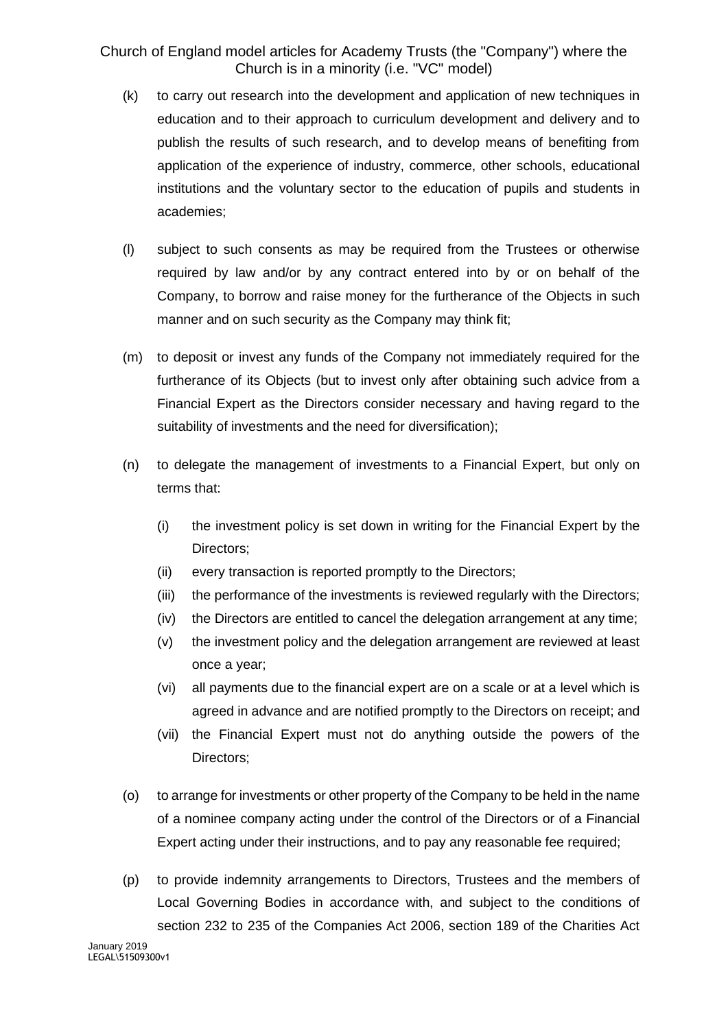(k) to carry out research into the development and application of new techniques in education and to their approach to curriculum development and delivery and to publish the results of such research, and to develop means of benefiting from application of the experience of industry, commerce, other schools, educational institutions and the voluntary sector to the education of pupils and students in academies;

(l) subject to such consents as may be required from the Trustees or otherwise required by law and/or by any contract entered into by or on behalf of the Company, to borrow and raise money for the furtherance of the Objects in such manner and on such security as the Company may think fit;

(m) to deposit or invest any funds of the Company not immediately required for the furtherance of its Objects (but to invest only after obtaining such advice from a Financial Expert as the Directors consider necessary and having regard to the suitability of investments and the need for diversification);

(n) to delegate the management of investments to a Financial Expert, but only on terms that:

   (i) the investment policy is set down in writing for the Financial Expert by the Directors;
   
   (ii) every transaction is reported promptly to the Directors;
   
   (iii) the performance of the investments is reviewed regularly with the Directors;
   
   (iv) the Directors are entitled to cancel the delegation arrangement at any time;
   
   (v) the investment policy and the delegation arrangement are reviewed at least once a year;
   
   (vi) all payments due to the financial expert are on a scale or at a level which is agreed in advance and are notified promptly to the Directors on receipt; and
   
   (vii) the Financial Expert must not do anything outside the powers of the Directors;

(o) to arrange for investments or other property of the Company to be held in the name of a nominee company acting under the control of the Directors or of a Financial Expert acting under their instructions, and to pay any reasonable fee required;

(p) to provide indemnity arrangements to Directors, Trustees and the members of Local Governing Bodies in accordance with, and subject to the conditions of section 232 to 235 of the Companies Act 2006, section 189 of the Charities Act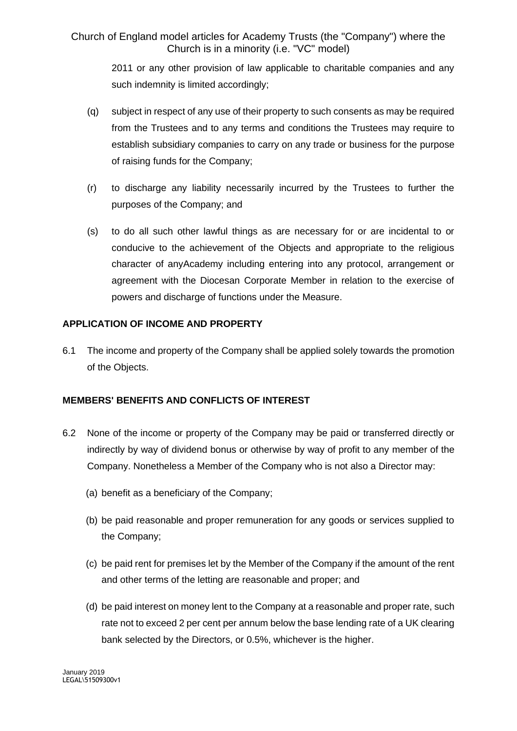2011 or any other provision of law applicable to charitable companies and any such indemnity is limited accordingly;

(q) subject in respect of any use of their property to such consents as may be required from the Trustees and to any terms and conditions the Trustees may require to establish subsidiary companies to carry on any trade or business for the purpose of raising funds for the Company;

(r) to discharge any liability necessarily incurred by the Trustees to further the purposes of the Company; and

(s) to do all such other lawful things as are necessary for or are incidental to or conducive to the achievement of the Objects and appropriate to the religious character of anyAcademy including entering into any protocol, arrangement or agreement with the Diocesan Corporate Member in relation to the exercise of powers and discharge of functions under the Measure.

**APPLICATION OF INCOME AND PROPERTY**

6.1 The income and property of the Company shall be applied solely towards the promotion of the Objects.

**MEMBERS' BENEFITS AND CONFLICTS OF INTEREST**

6.2 None of the income or property of the Company may be paid or transferred directly or indirectly by way of dividend bonus or otherwise by way of profit to any member of the Company. Nonetheless a Member of the Company who is not also a Director may:

(a) benefit as a beneficiary of the Company;

(b) be paid reasonable and proper remuneration for any goods or services supplied to the Company;

(c) be paid rent for premises let by the Member of the Company if the amount of the rent and other terms of the letting are reasonable and proper; and

(d) be paid interest on money lent to the Company at a reasonable and proper rate, such rate not to exceed 2 per cent per annum below the base lending rate of a UK clearing bank selected by the Directors, or 0.5%, whichever is the higher.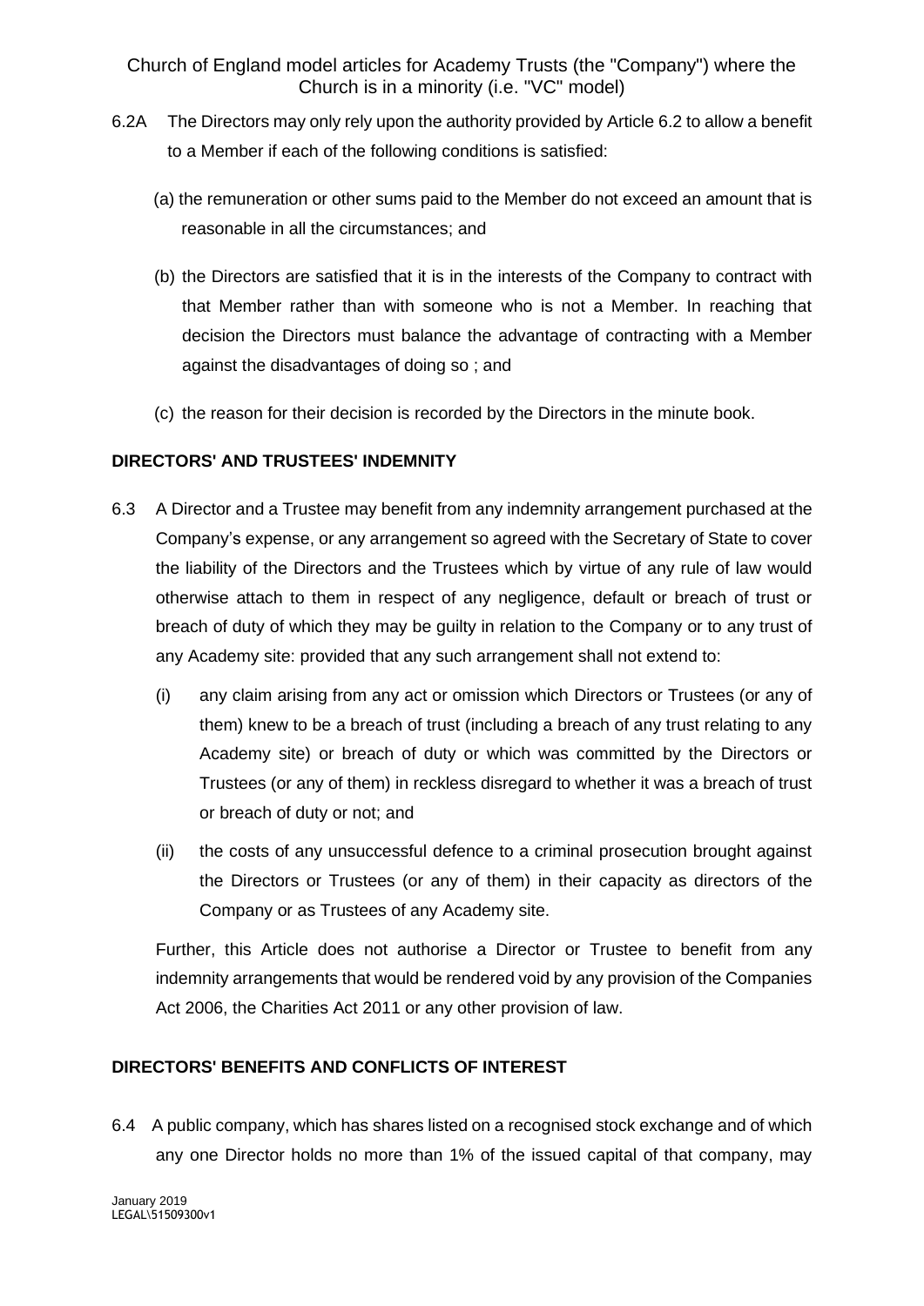6.2A The Directors may only rely upon the authority provided by Article 6.2 to allow a benefit to a Member if each of the following conditions is satisfied:

(a) the remuneration or other sums paid to the Member do not exceed an amount that is reasonable in all the circumstances; and

(b) the Directors are satisfied that it is in the interests of the Company to contract with that Member rather than with someone who is not a Member. In reaching that decision the Directors must balance the advantage of contracting with a Member against the disadvantages of doing so ; and

(c) the reason for their decision is recorded by the Directors in the minute book.

**DIRECTORS' AND TRUSTEES' INDEMNITY**

6.3 A Director and a Trustee may benefit from any indemnity arrangement purchased at the Company's expense, or any arrangement so agreed with the Secretary of State to cover the liability of the Directors and the Trustees which by virtue of any rule of law would otherwise attach to them in respect of any negligence, default or breach of trust or breach of duty of which they may be guilty in relation to the Company or to any trust of any Academy site: provided that any such arrangement shall not extend to:

(i) any claim arising from any act or omission which Directors or Trustees (or any of them) knew to be a breach of trust (including a breach of any trust relating to any Academy site) or breach of duty or which was committed by the Directors or Trustees (or any of them) in reckless disregard to whether it was a breach of trust or breach of duty or not; and

(ii) the costs of any unsuccessful defence to a criminal prosecution brought against the Directors or Trustees (or any of them) in their capacity as directors of the Company or as Trustees of any Academy site.

Further, this Article does not authorise a Director or Trustee to benefit from any indemnity arrangements that would be rendered void by any provision of the Companies Act 2006, the Charities Act 2011 or any other provision of law.

**DIRECTORS' BENEFITS AND CONFLICTS OF INTEREST**

6.4 A public company, which has shares listed on a recognised stock exchange and of which any one Director holds no more than 1% of the issued capital of that company, may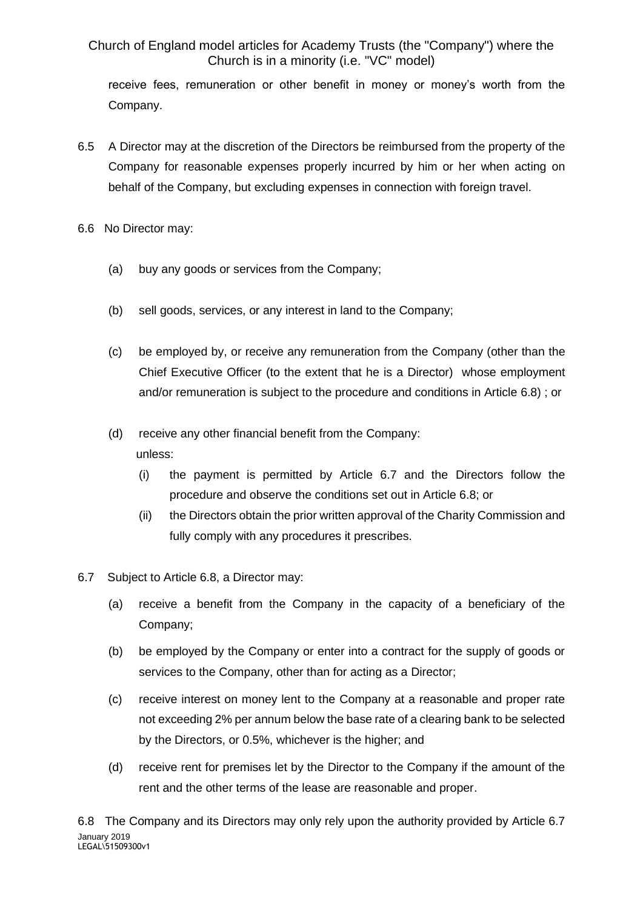receive fees, remuneration or other benefit in money or money's worth from the Company.

6.5 A Director may at the discretion of the Directors be reimbursed from the property of the Company for reasonable expenses properly incurred by him or her when acting on behalf of the Company, but excluding expenses in connection with foreign travel.

6.6 No Director may:

(a) buy any goods or services from the Company;

(b) sell goods, services, or any interest in land to the Company;

(c) be employed by, or receive any remuneration from the Company (other than the Chief Executive Officer (to the extent that he is a Director) whose employment and/or remuneration is subject to the procedure and conditions in Article 6.8) ; or

(d) receive any other financial benefit from the Company:

unless:

(i) the payment is permitted by Article 6.7 and the Directors follow the procedure and observe the conditions set out in Article 6.8; or

(ii) the Directors obtain the prior written approval of the Charity Commission and fully comply with any procedures it prescribes.

6.7 Subject to Article 6.8, a Director may:

(a) receive a benefit from the Company in the capacity of a beneficiary of the Company;

(b) be employed by the Company or enter into a contract for the supply of goods or services to the Company, other than for acting as a Director;

(c) receive interest on money lent to the Company at a reasonable and proper rate not exceeding 2% per annum below the base rate of a clearing bank to be selected by the Directors, or 0.5%, whichever is the higher; and

(d) receive rent for premises let by the Director to the Company if the amount of the rent and the other terms of the lease are reasonable and proper.

6.8 The Company and its Directors may only rely upon the authority provided by Article 6.7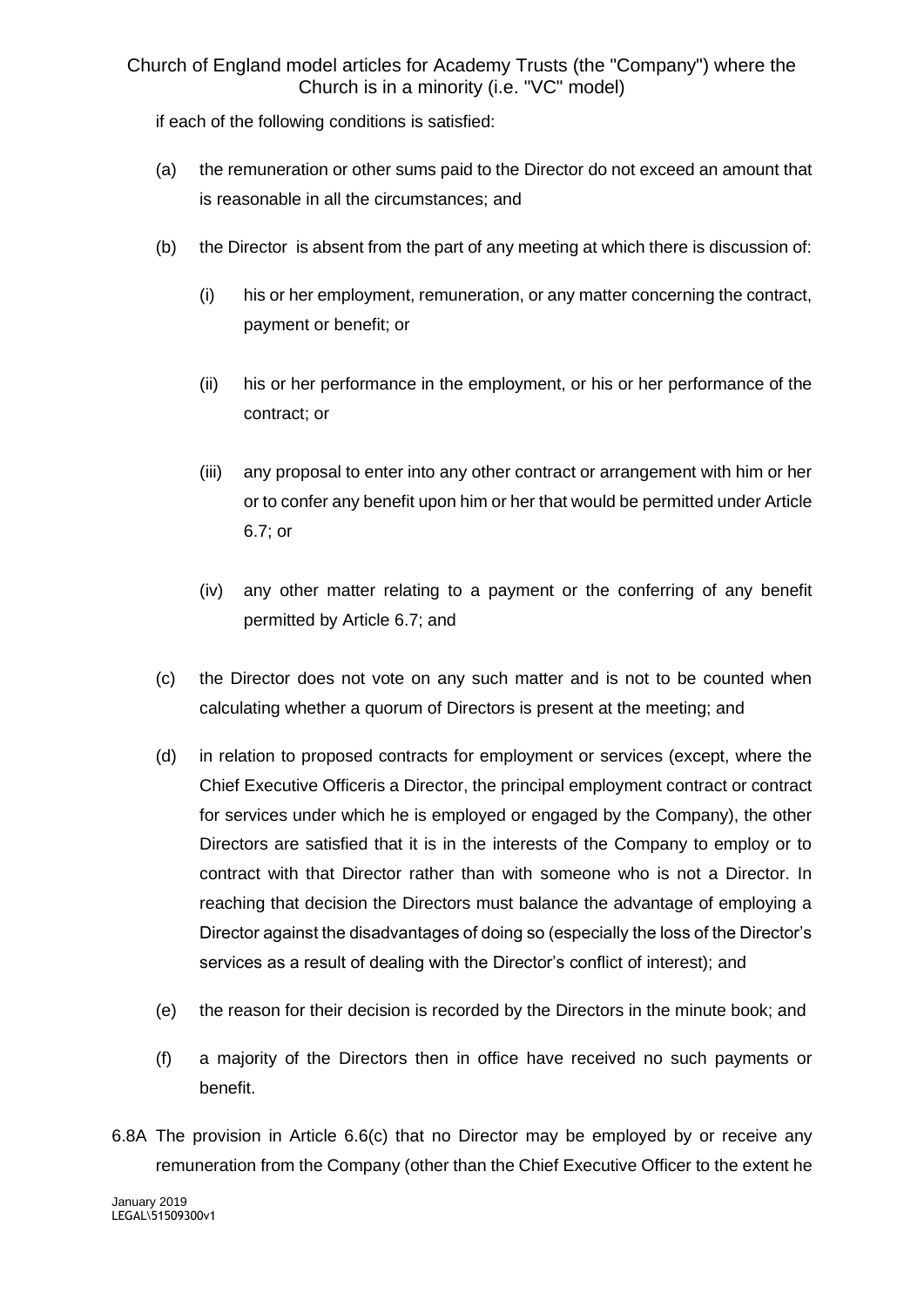if each of the following conditions is satisfied:

(a) the remuneration or other sums paid to the Director do not exceed an amount that is reasonable in all the circumstances; and

(b) the Director is absent from the part of any meeting at which there is discussion of:

(i) his or her employment, remuneration, or any matter concerning the contract, payment or benefit; or

(ii) his or her performance in the employment, or his or her performance of the contract; or

(iii) any proposal to enter into any other contract or arrangement with him or her or to confer any benefit upon him or her that would be permitted under Article 6.7; or

(iv) any other matter relating to a payment or the conferring of any benefit permitted by Article 6.7; and

(c) the Director does not vote on any such matter and is not to be counted when calculating whether a quorum of Directors is present at the meeting; and

(d) in relation to proposed contracts for employment or services (except, where the Chief Executive Officeris a Director, the principal employment contract or contract for services under which he is employed or engaged by the Company), the other Directors are satisfied that it is in the interests of the Company to employ or to contract with that Director rather than with someone who is not a Director. In reaching that decision the Directors must balance the advantage of employing a Director against the disadvantages of doing so (especially the loss of the Director's services as a result of dealing with the Director's conflict of interest); and

(e) the reason for their decision is recorded by the Directors in the minute book; and

(f) a majority of the Directors then in office have received no such payments or benefit.

6.8A The provision in Article 6.6(c) that no Director may be employed by or receive any remuneration from the Company (other than the Chief Executive Officer to the extent he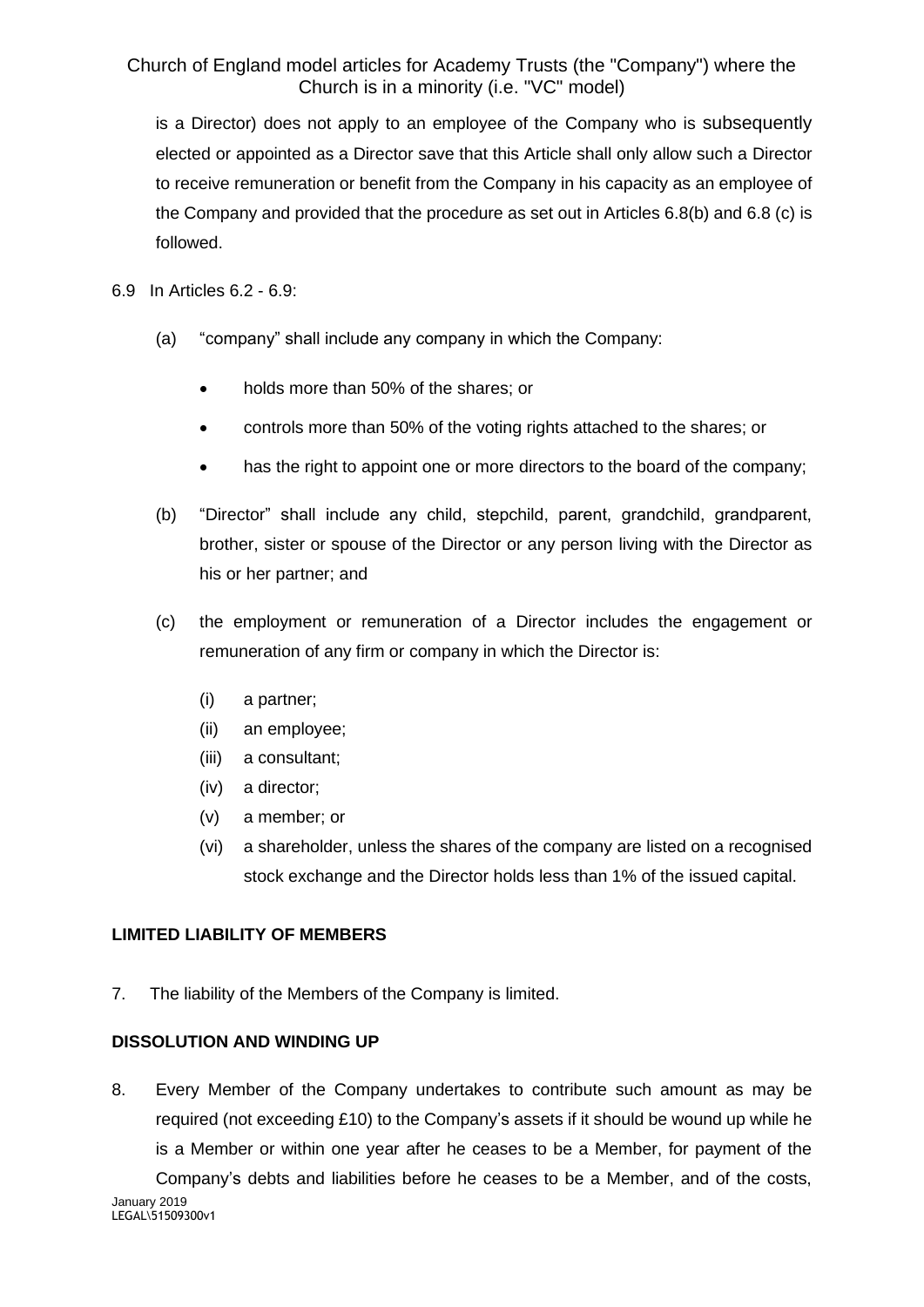is a Director) does not apply to an employee of the Company who is subsequently elected or appointed as a Director save that this Article shall only allow such a Director to receive remuneration or benefit from the Company in his capacity as an employee of the Company and provided that the procedure as set out in Articles 6.8(b) and 6.8 (c) is followed.

6.9 In Articles 6.2 - 6.9:

(a) "company" shall include any company in which the Company:

- holds more than 50% of the shares; or
- controls more than 50% of the voting rights attached to the shares; or
- has the right to appoint one or more directors to the board of the company;

(b) "Director" shall include any child, stepchild, parent, grandchild, grandparent, brother, sister or spouse of the Director or any person living with the Director as his or her partner; and

(c) the employment or remuneration of a Director includes the engagement or remuneration of any firm or company in which the Director is:

(i) a partner;
(ii) an employee;
(iii) a consultant;
(iv) a director;
(v) a member; or
(vi) a shareholder, unless the shares of the company are listed on a recognised stock exchange and the Director holds less than 1% of the issued capital.

**LIMITED LIABILITY OF MEMBERS**

7. The liability of the Members of the Company is limited.

**DISSOLUTION AND WINDING UP**

8. Every Member of the Company undertakes to contribute such amount as may be required (not exceeding £10) to the Company's assets if it should be wound up while he is a Member or within one year after he ceases to be a Member, for payment of the Company's debts and liabilities before he ceases to be a Member, and of the costs,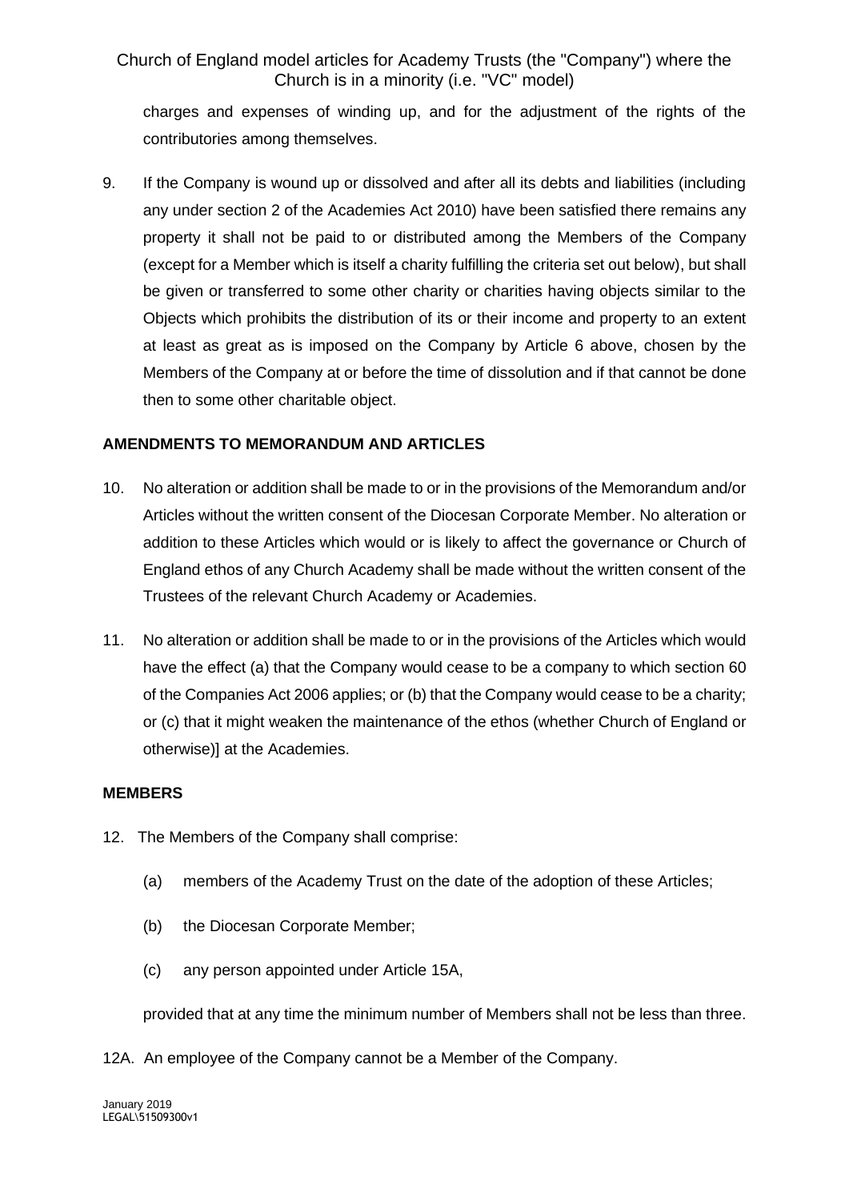charges and expenses of winding up, and for the adjustment of the rights of the contributories among themselves.

9. If the Company is wound up or dissolved and after all its debts and liabilities (including any under section 2 of the Academies Act 2010) have been satisfied there remains any property it shall not be paid to or distributed among the Members of the Company (except for a Member which is itself a charity fulfilling the criteria set out below), but shall be given or transferred to some other charity or charities having objects similar to the Objects which prohibits the distribution of its or their income and property to an extent at least as great as is imposed on the Company by Article 6 above, chosen by the Members of the Company at or before the time of dissolution and if that cannot be done then to some other charitable object.

**AMENDMENTS TO MEMORANDUM AND ARTICLES**

10. No alteration or addition shall be made to or in the provisions of the Memorandum and/or Articles without the written consent of the Diocesan Corporate Member. No alteration or addition to these Articles which would or is likely to affect the governance or Church of England ethos of any Church Academy shall be made without the written consent of the Trustees of the relevant Church Academy or Academies.

11. No alteration or addition shall be made to or in the provisions of the Articles which would have the effect (a) that the Company would cease to be a company to which section 60 of the Companies Act 2006 applies; or (b) that the Company would cease to be a charity; or (c) that it might weaken the maintenance of the ethos (whether Church of England or otherwise)] at the Academies.

**MEMBERS**

12. The Members of the Company shall comprise:

    (a) members of the Academy Trust on the date of the adoption of these Articles;

    (b) the Diocesan Corporate Member;

    (c) any person appointed under Article 15A,

    provided that at any time the minimum number of Members shall not be less than three.

12A. An employee of the Company cannot be a Member of the Company.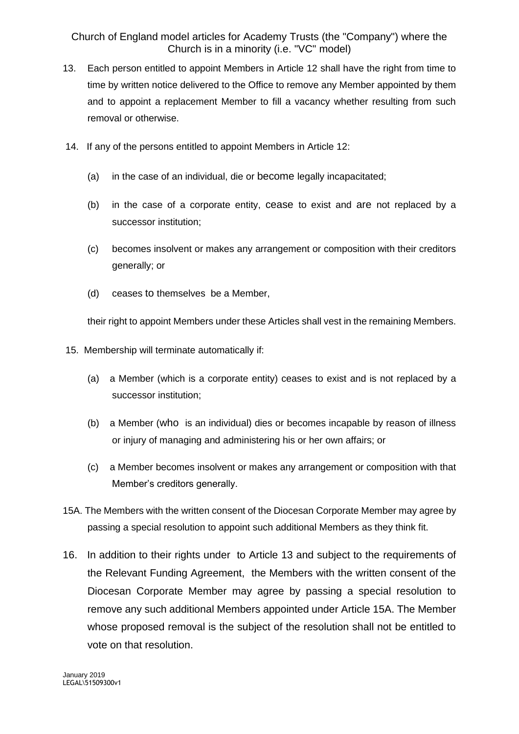13. Each person entitled to appoint Members in Article 12 shall have the right from time to time by written notice delivered to the Office to remove any Member appointed by them and to appoint a replacement Member to fill a vacancy whether resulting from such removal or otherwise.

14. If any of the persons entitled to appoint Members in Article 12:

    (a) in the case of an individual, die or become legally incapacitated;

    (b) in the case of a corporate entity, cease to exist and are not replaced by a successor institution;

    (c) becomes insolvent or makes any arrangement or composition with their creditors generally; or

    (d) ceases to themselves be a Member,

    their right to appoint Members under these Articles shall vest in the remaining Members.

15. Membership will terminate automatically if:

    (a) a Member (which is a corporate entity) ceases to exist and is not replaced by a successor institution;

    (b) a Member (who is an individual) dies or becomes incapable by reason of illness or injury of managing and administering his or her own affairs; or

    (c) a Member becomes insolvent or makes any arrangement or composition with that Member's creditors generally.

15A. The Members with the written consent of the Diocesan Corporate Member may agree by passing a special resolution to appoint such additional Members as they think fit.

16. In addition to their rights under to Article 13 and subject to the requirements of the Relevant Funding Agreement, the Members with the written consent of the Diocesan Corporate Member may agree by passing a special resolution to remove any such additional Members appointed under Article 15A. The Member whose proposed removal is the subject of the resolution shall not be entitled to vote on that resolution.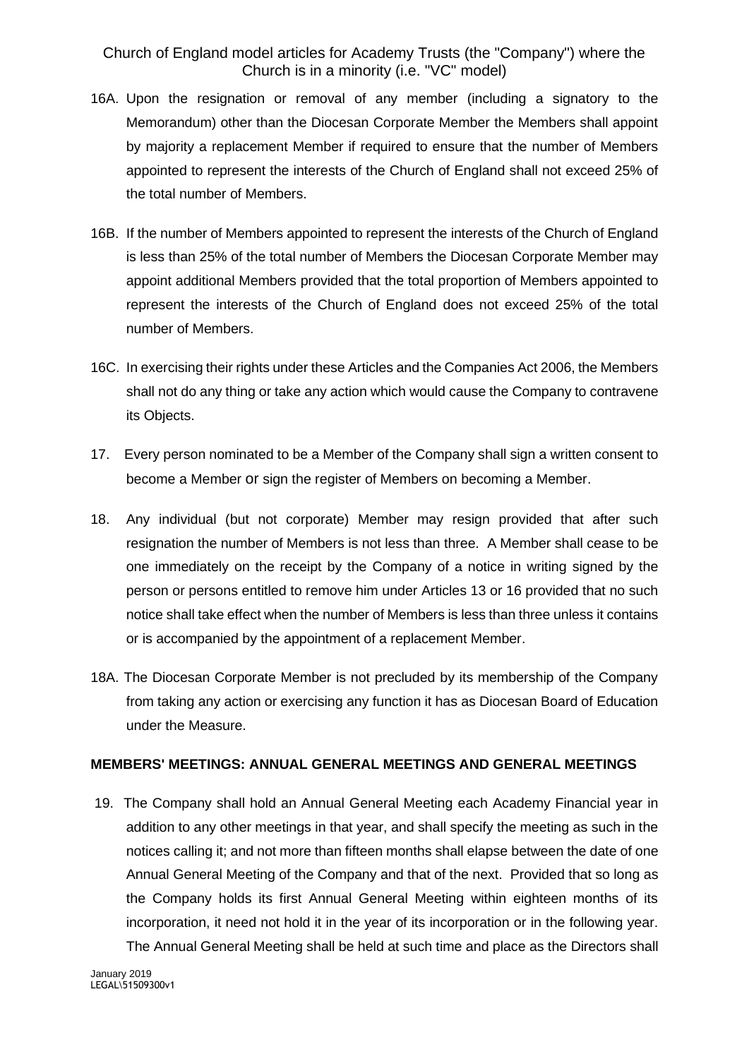16A. Upon the resignation or removal of any member (including a signatory to the Memorandum) other than the Diocesan Corporate Member the Members shall appoint by majority a replacement Member if required to ensure that the number of Members appointed to represent the interests of the Church of England shall not exceed 25% of the total number of Members.

16B. If the number of Members appointed to represent the interests of the Church of England is less than 25% of the total number of Members the Diocesan Corporate Member may appoint additional Members provided that the total proportion of Members appointed to represent the interests of the Church of England does not exceed 25% of the total number of Members.

16C. In exercising their rights under these Articles and the Companies Act 2006, the Members shall not do any thing or take any action which would cause the Company to contravene its Objects.

17. Every person nominated to be a Member of the Company shall sign a written consent to become a Member or sign the register of Members on becoming a Member.

18. Any individual (but not corporate) Member may resign provided that after such resignation the number of Members is not less than three. A Member shall cease to be one immediately on the receipt by the Company of a notice in writing signed by the person or persons entitled to remove him under Articles 13 or 16 provided that no such notice shall take effect when the number of Members is less than three unless it contains or is accompanied by the appointment of a replacement Member.

18A. The Diocesan Corporate Member is not precluded by its membership of the Company from taking any action or exercising any function it has as Diocesan Board of Education under the Measure.

**MEMBERS' MEETINGS: ANNUAL GENERAL MEETINGS AND GENERAL MEETINGS**

19. The Company shall hold an Annual General Meeting each Academy Financial year in addition to any other meetings in that year, and shall specify the meeting as such in the notices calling it; and not more than fifteen months shall elapse between the date of one Annual General Meeting of the Company and that of the next. Provided that so long as the Company holds its first Annual General Meeting within eighteen months of its incorporation, it need not hold it in the year of its incorporation or in the following year. The Annual General Meeting shall be held at such time and place as the Directors shall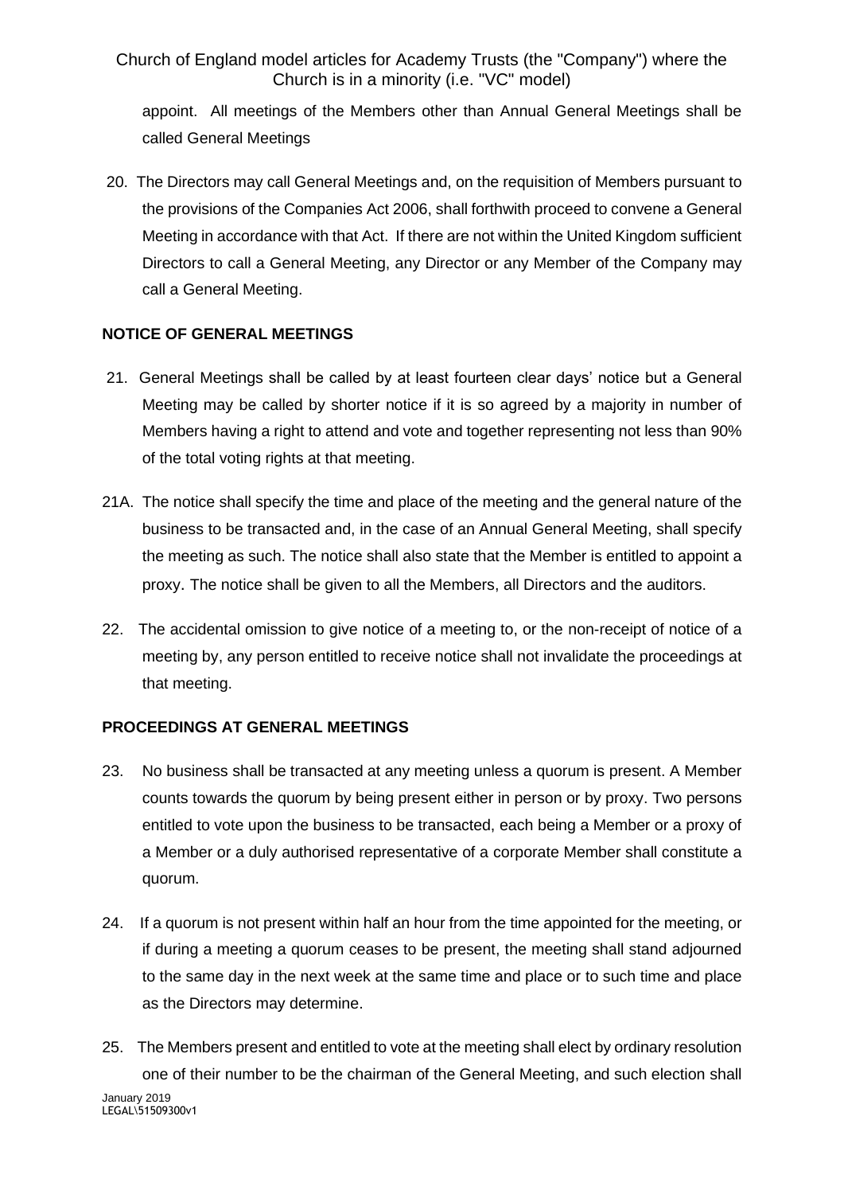appoint. All meetings of the Members other than Annual General Meetings shall be called General Meetings

20. The Directors may call General Meetings and, on the requisition of Members pursuant to the provisions of the Companies Act 2006, shall forthwith proceed to convene a General Meeting in accordance with that Act. If there are not within the United Kingdom sufficient Directors to call a General Meeting, any Director or any Member of the Company may call a General Meeting.

**NOTICE OF GENERAL MEETINGS**

21. General Meetings shall be called by at least fourteen clear days' notice but a General Meeting may be called by shorter notice if it is so agreed by a majority in number of Members having a right to attend and vote and together representing not less than 90% of the total voting rights at that meeting.

21A. The notice shall specify the time and place of the meeting and the general nature of the business to be transacted and, in the case of an Annual General Meeting, shall specify the meeting as such. The notice shall also state that the Member is entitled to appoint a proxy. The notice shall be given to all the Members, all Directors and the auditors.

22. The accidental omission to give notice of a meeting to, or the non-receipt of notice of a meeting by, any person entitled to receive notice shall not invalidate the proceedings at that meeting.

**PROCEEDINGS AT GENERAL MEETINGS**

23. No business shall be transacted at any meeting unless a quorum is present. A Member counts towards the quorum by being present either in person or by proxy. Two persons entitled to vote upon the business to be transacted, each being a Member or a proxy of a Member or a duly authorised representative of a corporate Member shall constitute a quorum.

24. If a quorum is not present within half an hour from the time appointed for the meeting, or if during a meeting a quorum ceases to be present, the meeting shall stand adjourned to the same day in the next week at the same time and place or to such time and place as the Directors may determine.

25. The Members present and entitled to vote at the meeting shall elect by ordinary resolution one of their number to be the chairman of the General Meeting, and such election shall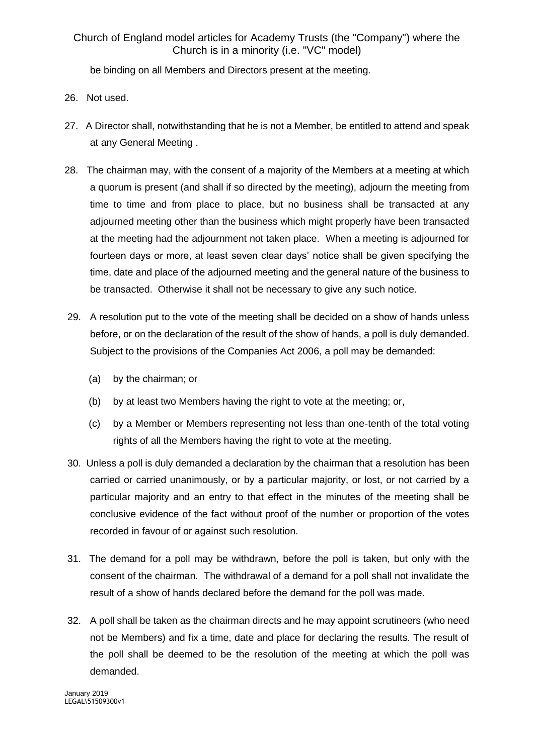be binding on all Members and Directors present at the meeting.

26. Not used.

27. A Director shall, notwithstanding that he is not a Member, be entitled to attend and speak at any General Meeting .

28. The chairman may, with the consent of a majority of the Members at a meeting at which a quorum is present (and shall if so directed by the meeting), adjourn the meeting from time to time and from place to place, but no business shall be transacted at any adjourned meeting other than the business which might properly have been transacted at the meeting had the adjournment not taken place. When a meeting is adjourned for fourteen days or more, at least seven clear days' notice shall be given specifying the time, date and place of the adjourned meeting and the general nature of the business to be transacted. Otherwise it shall not be necessary to give any such notice.

29. A resolution put to the vote of the meeting shall be decided on a show of hands unless before, or on the declaration of the result of the show of hands, a poll is duly demanded. Subject to the provisions of the Companies Act 2006, a poll may be demanded:

   (a) by the chairman; or

   (b) by at least two Members having the right to vote at the meeting; or,

   (c) by a Member or Members representing not less than one-tenth of the total voting rights of all the Members having the right to vote at the meeting.

30. Unless a poll is duly demanded a declaration by the chairman that a resolution has been carried or carried unanimously, or by a particular majority, or lost, or not carried by a particular majority and an entry to that effect in the minutes of the meeting shall be conclusive evidence of the fact without proof of the number or proportion of the votes recorded in favour of or against such resolution.

31. The demand for a poll may be withdrawn, before the poll is taken, but only with the consent of the chairman. The withdrawal of a demand for a poll shall not invalidate the result of a show of hands declared before the demand for the poll was made.

32. A poll shall be taken as the chairman directs and he may appoint scrutineers (who need not be Members) and fix a time, date and place for declaring the results. The result of the poll shall be deemed to be the resolution of the meeting at which the poll was demanded.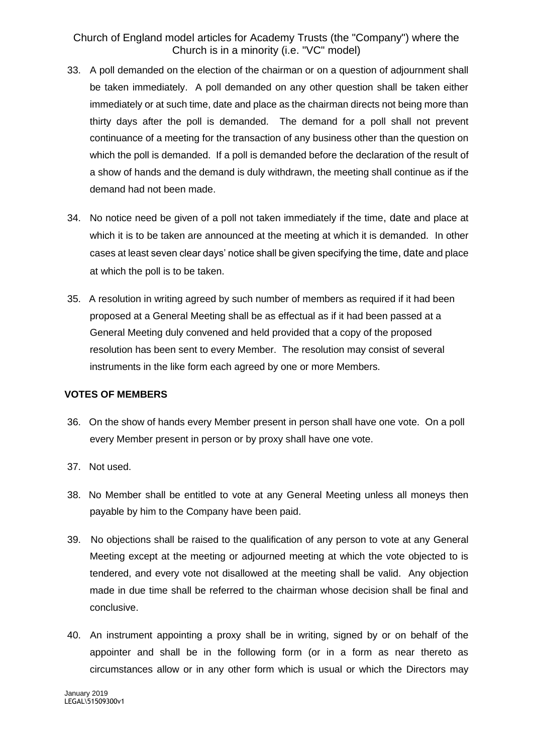33. A poll demanded on the election of the chairman or on a question of adjournment shall be taken immediately. A poll demanded on any other question shall be taken either immediately or at such time, date and place as the chairman directs not being more than thirty days after the poll is demanded. The demand for a poll shall not prevent continuance of a meeting for the transaction of any business other than the question on which the poll is demanded. If a poll is demanded before the declaration of the result of a show of hands and the demand is duly withdrawn, the meeting shall continue as if the demand had not been made.

34. No notice need be given of a poll not taken immediately if the time, date and place at which it is to be taken are announced at the meeting at which it is demanded. In other cases at least seven clear days' notice shall be given specifying the time, date and place at which the poll is to be taken.

35. A resolution in writing agreed by such number of members as required if it had been proposed at a General Meeting shall be as effectual as if it had been passed at a General Meeting duly convened and held provided that a copy of the proposed resolution has been sent to every Member. The resolution may consist of several instruments in the like form each agreed by one or more Members.

**VOTES OF MEMBERS**

36. On the show of hands every Member present in person shall have one vote. On a poll every Member present in person or by proxy shall have one vote.

37. Not used.

38. No Member shall be entitled to vote at any General Meeting unless all moneys then payable by him to the Company have been paid.

39. No objections shall be raised to the qualification of any person to vote at any General Meeting except at the meeting or adjourned meeting at which the vote objected to is tendered, and every vote not disallowed at the meeting shall be valid. Any objection made in due time shall be referred to the chairman whose decision shall be final and conclusive.

40. An instrument appointing a proxy shall be in writing, signed by or on behalf of the appointer and shall be in the following form (or in a form as near thereto as circumstances allow or in any other form which is usual or which the Directors may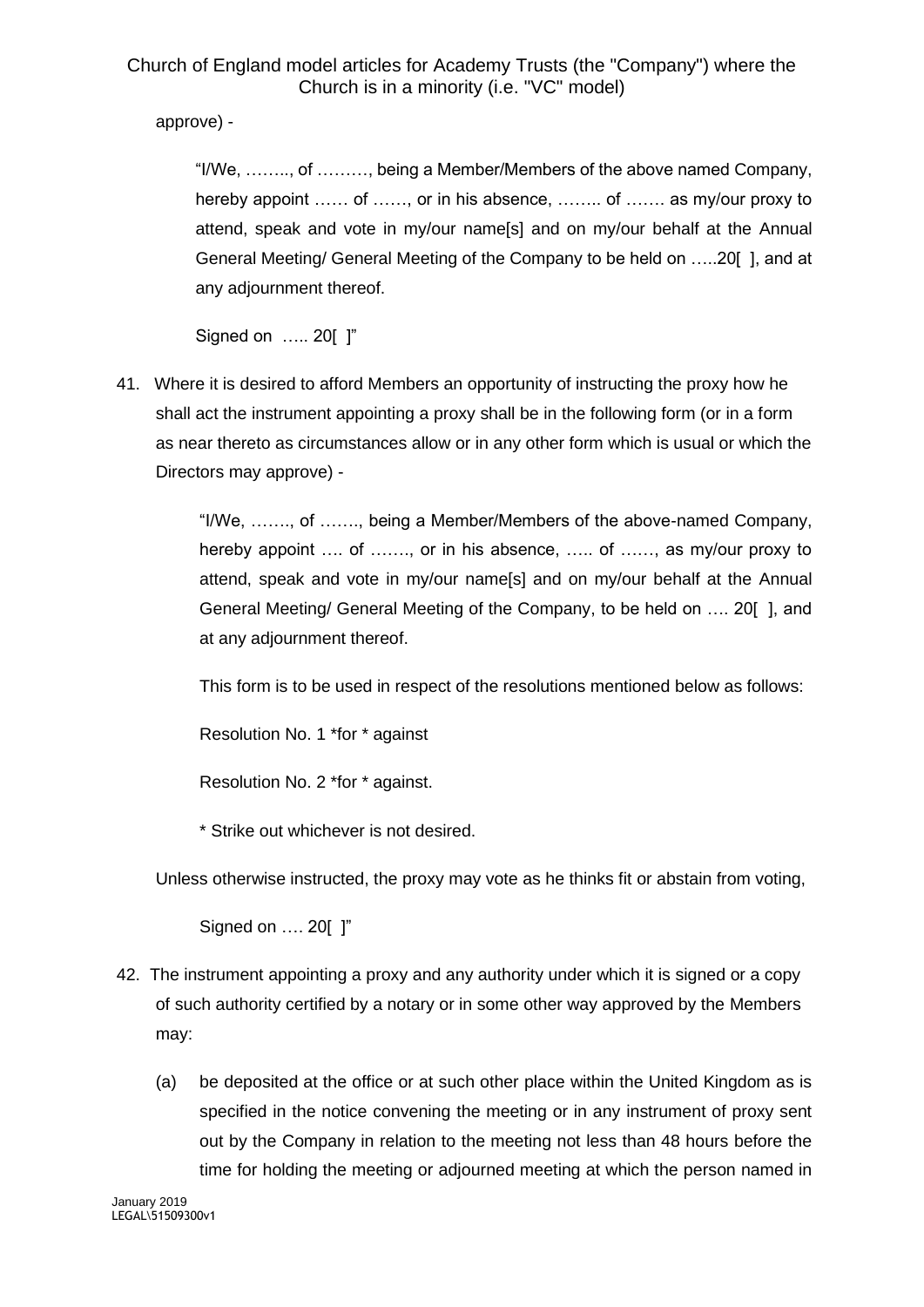approve) -

> "I/We, …….., of ………, being a Member/Members of the above named Company, hereby appoint …… of ……, or in his absence, …….. of ……. as my/our proxy to attend, speak and vote in my/our name[s] and on my/our behalf at the Annual General Meeting/ General Meeting of the Company to be held on …..20[ ], and at any adjournment thereof.
>
> Signed on ….. 20[ ]"

41. Where it is desired to afford Members an opportunity of instructing the proxy how he shall act the instrument appointing a proxy shall be in the following form (or in a form as near thereto as circumstances allow or in any other form which is usual or which the Directors may approve) -

> "I/We, ……., of ……., being a Member/Members of the above-named Company, hereby appoint …. of ……., or in his absence, ….. of ……, as my/our proxy to attend, speak and vote in my/our name[s] and on my/our behalf at the Annual General Meeting/ General Meeting of the Company, to be held on …. 20[ ], and at any adjournment thereof.
>
> This form is to be used in respect of the resolutions mentioned below as follows:
>
> Resolution No. 1 *for * against
>
> Resolution No. 2 *for * against.
>
> * Strike out whichever is not desired.
>
> Unless otherwise instructed, the proxy may vote as he thinks fit or abstain from voting,
>
> Signed on …. 20[ ]"

42. The instrument appointing a proxy and any authority under which it is signed or a copy of such authority certified by a notary or in some other way approved by the Members may:

    (a) be deposited at the office or at such other place within the United Kingdom as is specified in the notice convening the meeting or in any instrument of proxy sent out by the Company in relation to the meeting not less than 48 hours before the time for holding the meeting or adjourned meeting at which the person named in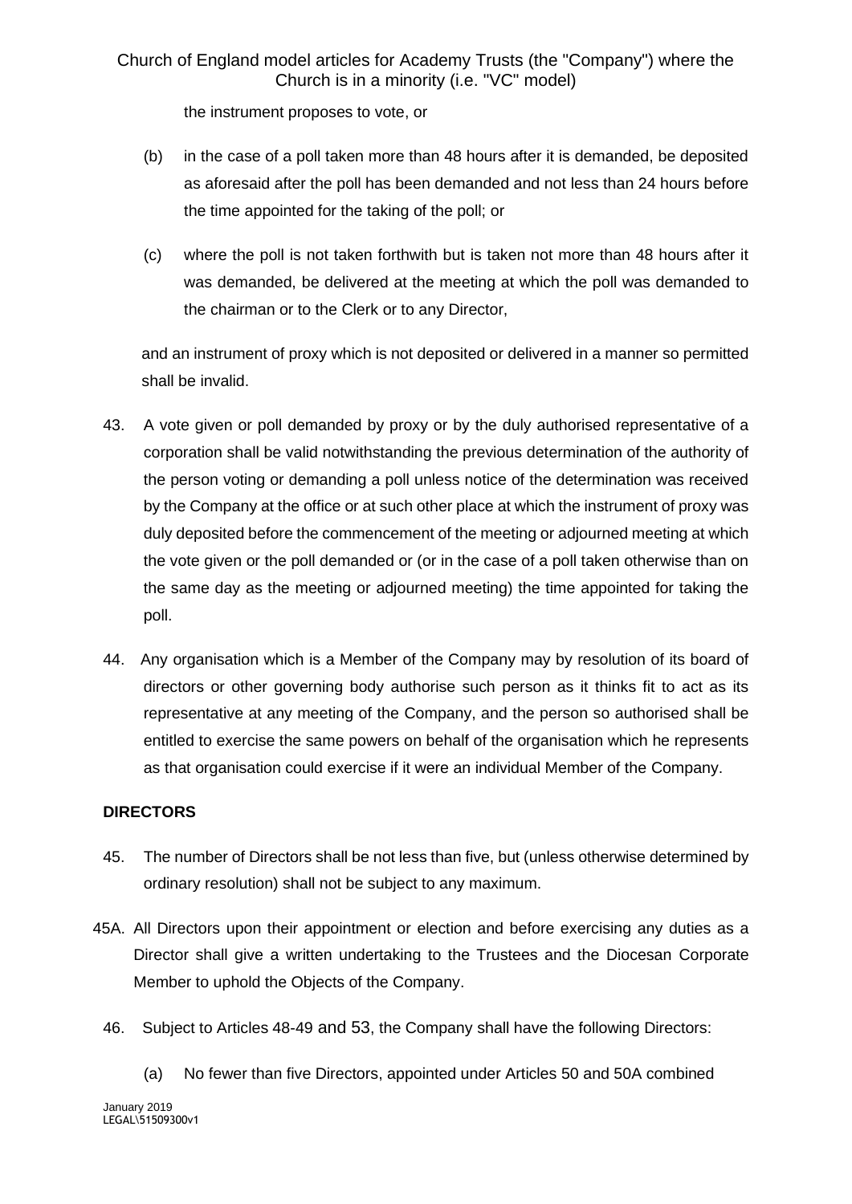the instrument proposes to vote, or

(b) in the case of a poll taken more than 48 hours after it is demanded, be deposited as aforesaid after the poll has been demanded and not less than 24 hours before the time appointed for the taking of the poll; or

(c) where the poll is not taken forthwith but is taken not more than 48 hours after it was demanded, be delivered at the meeting at which the poll was demanded to the chairman or to the Clerk or to any Director,

and an instrument of proxy which is not deposited or delivered in a manner so permitted shall be invalid.

43. A vote given or poll demanded by proxy or by the duly authorised representative of a corporation shall be valid notwithstanding the previous determination of the authority of the person voting or demanding a poll unless notice of the determination was received by the Company at the office or at such other place at which the instrument of proxy was duly deposited before the commencement of the meeting or adjourned meeting at which the vote given or the poll demanded or (or in the case of a poll taken otherwise than on the same day as the meeting or adjourned meeting) the time appointed for taking the poll.

44. Any organisation which is a Member of the Company may by resolution of its board of directors or other governing body authorise such person as it thinks fit to act as its representative at any meeting of the Company, and the person so authorised shall be entitled to exercise the same powers on behalf of the organisation which he represents as that organisation could exercise if it were an individual Member of the Company.

**DIRECTORS**

45. The number of Directors shall be not less than five, but (unless otherwise determined by ordinary resolution) shall not be subject to any maximum.

45A. All Directors upon their appointment or election and before exercising any duties as a Director shall give a written undertaking to the Trustees and the Diocesan Corporate Member to uphold the Objects of the Company.

46. Subject to Articles 48-49 and 53, the Company shall have the following Directors:

(a) No fewer than five Directors, appointed under Articles 50 and 50A combined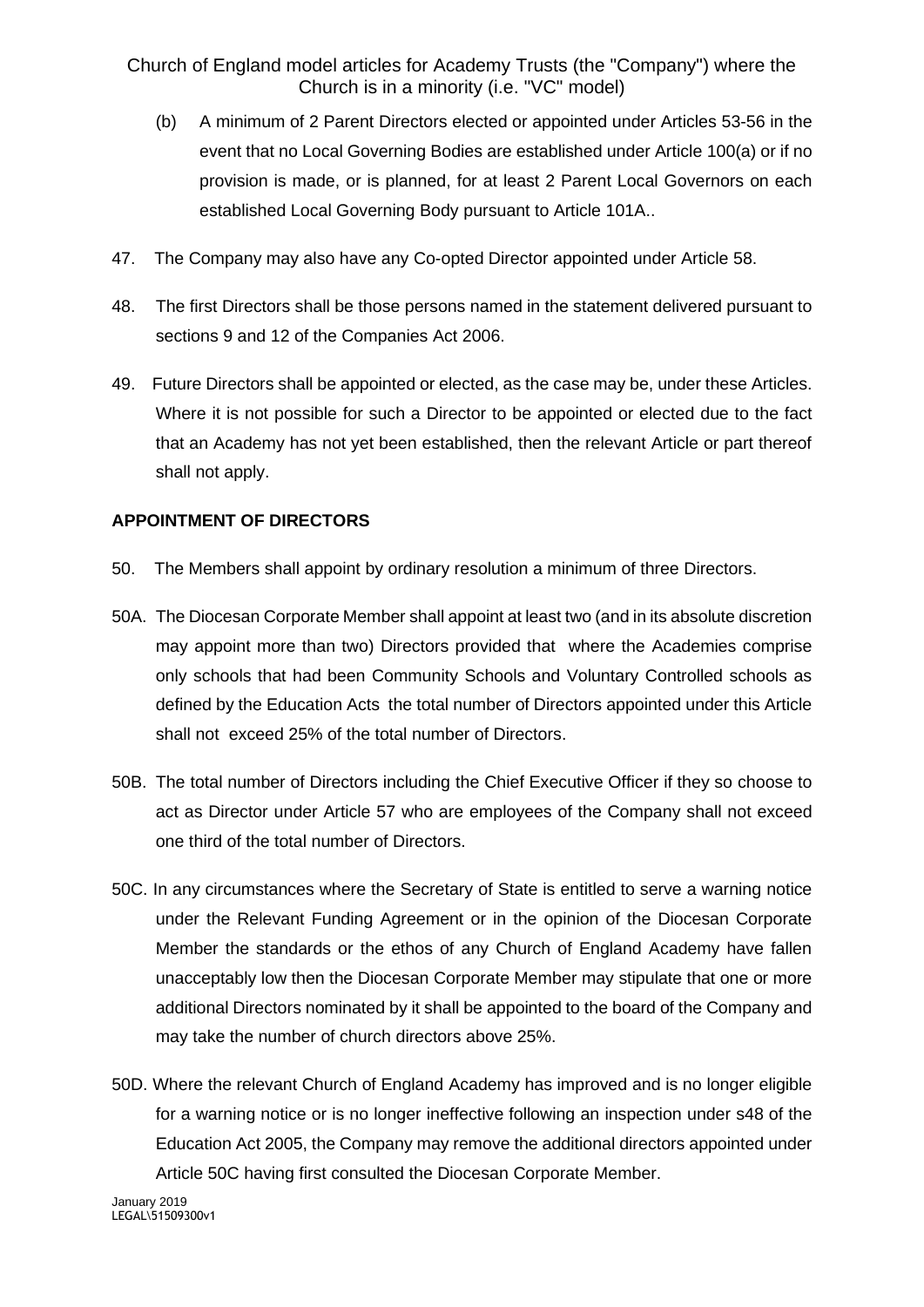(b) A minimum of 2 Parent Directors elected or appointed under Articles 53-56 in the event that no Local Governing Bodies are established under Article 100(a) or if no provision is made, or is planned, for at least 2 Parent Local Governors on each established Local Governing Body pursuant to Article 101A..

47. The Company may also have any Co-opted Director appointed under Article 58.

48. The first Directors shall be those persons named in the statement delivered pursuant to sections 9 and 12 of the Companies Act 2006.

49. Future Directors shall be appointed or elected, as the case may be, under these Articles. Where it is not possible for such a Director to be appointed or elected due to the fact that an Academy has not yet been established, then the relevant Article or part thereof shall not apply.

**APPOINTMENT OF DIRECTORS**

50. The Members shall appoint by ordinary resolution a minimum of three Directors.

50A. The Diocesan Corporate Member shall appoint at least two (and in its absolute discretion may appoint more than two) Directors provided that where the Academies comprise only schools that had been Community Schools and Voluntary Controlled schools as defined by the Education Acts the total number of Directors appointed under this Article shall not exceed 25% of the total number of Directors.

50B. The total number of Directors including the Chief Executive Officer if they so choose to act as Director under Article 57 who are employees of the Company shall not exceed one third of the total number of Directors.

50C. In any circumstances where the Secretary of State is entitled to serve a warning notice under the Relevant Funding Agreement or in the opinion of the Diocesan Corporate Member the standards or the ethos of any Church of England Academy have fallen unacceptably low then the Diocesan Corporate Member may stipulate that one or more additional Directors nominated by it shall be appointed to the board of the Company and may take the number of church directors above 25%.

50D. Where the relevant Church of England Academy has improved and is no longer eligible for a warning notice or is no longer ineffective following an inspection under s48 of the Education Act 2005, the Company may remove the additional directors appointed under Article 50C having first consulted the Diocesan Corporate Member.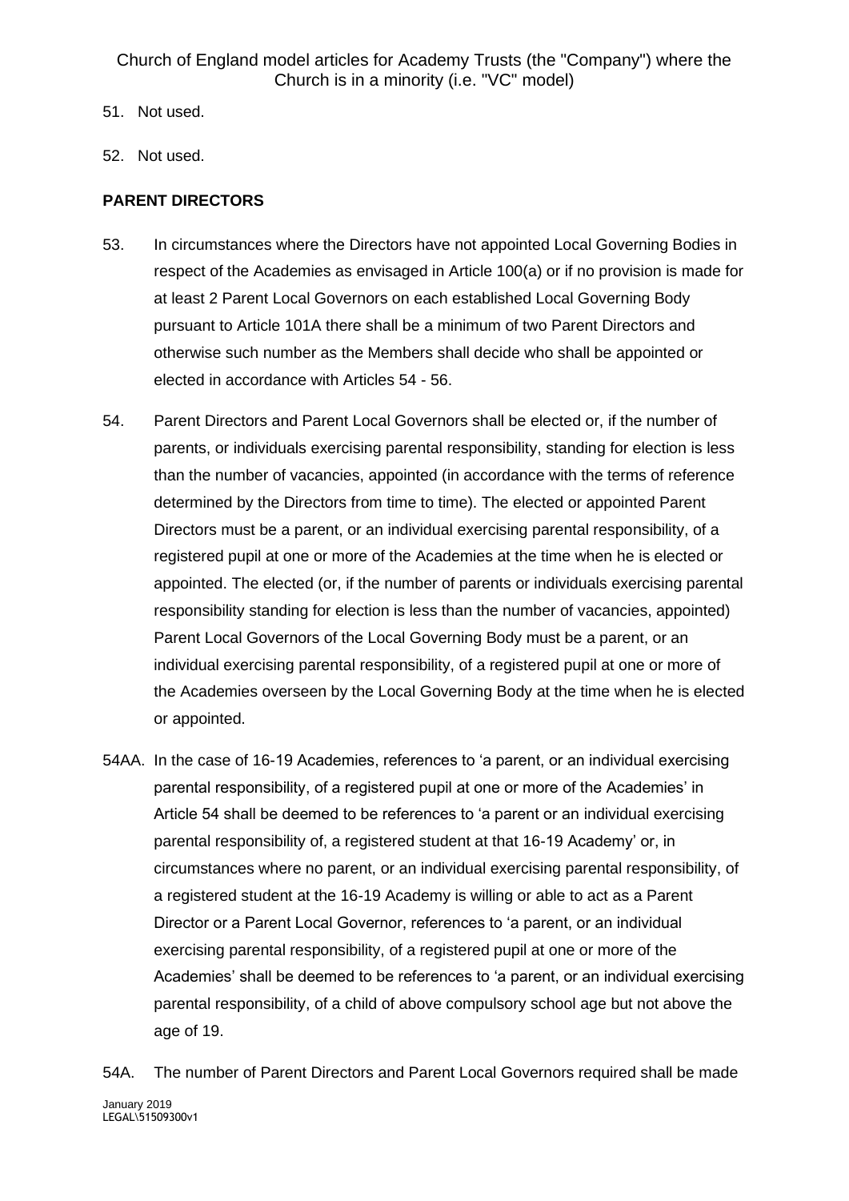51. Not used.

52. Not used.

**PARENT DIRECTORS**

53. In circumstances where the Directors have not appointed Local Governing Bodies in respect of the Academies as envisaged in Article 100(a) or if no provision is made for at least 2 Parent Local Governors on each established Local Governing Body pursuant to Article 101A there shall be a minimum of two Parent Directors and otherwise such number as the Members shall decide who shall be appointed or elected in accordance with Articles 54 - 56.

54. Parent Directors and Parent Local Governors shall be elected or, if the number of parents, or individuals exercising parental responsibility, standing for election is less than the number of vacancies, appointed (in accordance with the terms of reference determined by the Directors from time to time). The elected or appointed Parent Directors must be a parent, or an individual exercising parental responsibility, of a registered pupil at one or more of the Academies at the time when he is elected or appointed. The elected (or, if the number of parents or individuals exercising parental responsibility standing for election is less than the number of vacancies, appointed) Parent Local Governors of the Local Governing Body must be a parent, or an individual exercising parental responsibility, of a registered pupil at one or more of the Academies overseen by the Local Governing Body at the time when he is elected or appointed.

54AA. In the case of 16-19 Academies, references to 'a parent, or an individual exercising parental responsibility, of a registered pupil at one or more of the Academies' in Article 54 shall be deemed to be references to 'a parent or an individual exercising parental responsibility of, a registered student at that 16-19 Academy' or, in circumstances where no parent, or an individual exercising parental responsibility, of a registered student at the 16-19 Academy is willing or able to act as a Parent Director or a Parent Local Governor, references to 'a parent, or an individual exercising parental responsibility, of a registered pupil at one or more of the Academies' shall be deemed to be references to 'a parent, or an individual exercising parental responsibility, of a child of above compulsory school age but not above the age of 19.

54A. The number of Parent Directors and Parent Local Governors required shall be made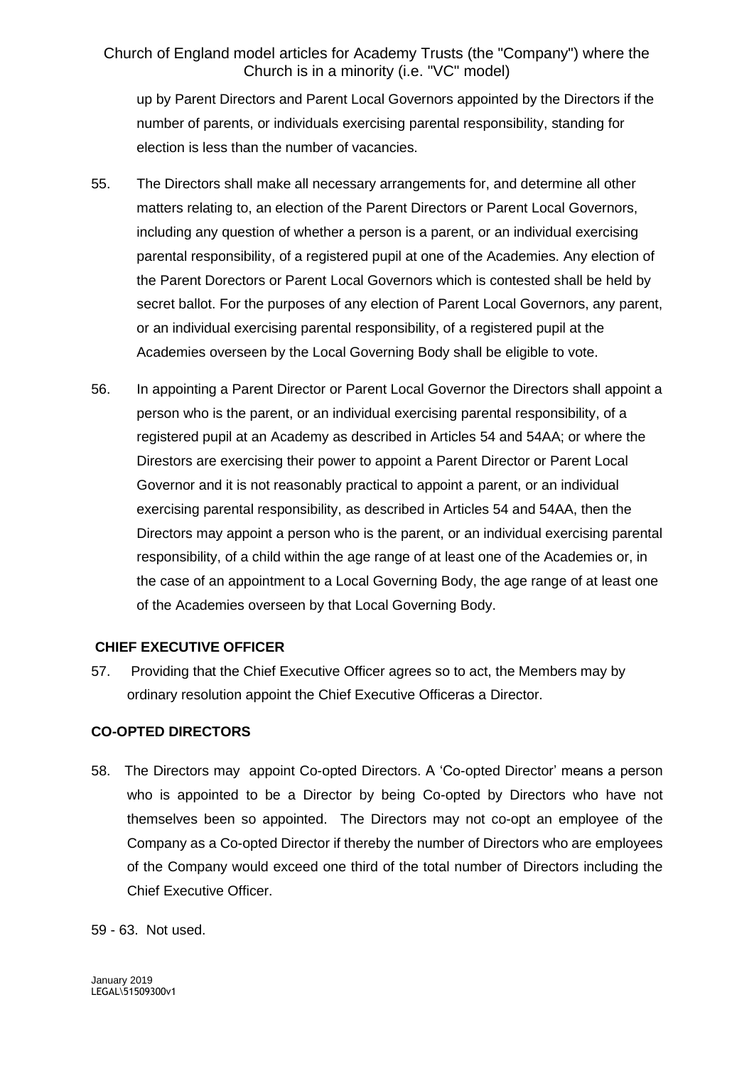up by Parent Directors and Parent Local Governors appointed by the Directors if the number of parents, or individuals exercising parental responsibility, standing for election is less than the number of vacancies.

55. The Directors shall make all necessary arrangements for, and determine all other matters relating to, an election of the Parent Directors or Parent Local Governors, including any question of whether a person is a parent, or an individual exercising parental responsibility, of a registered pupil at one of the Academies. Any election of the Parent Dorectors or Parent Local Governors which is contested shall be held by secret ballot. For the purposes of any election of Parent Local Governors, any parent, or an individual exercising parental responsibility, of a registered pupil at the Academies overseen by the Local Governing Body shall be eligible to vote.

56. In appointing a Parent Director or Parent Local Governor the Directors shall appoint a person who is the parent, or an individual exercising parental responsibility, of a registered pupil at an Academy as described in Articles 54 and 54AA; or where the Direstors are exercising their power to appoint a Parent Director or Parent Local Governor and it is not reasonably practical to appoint a parent, or an individual exercising parental responsibility, as described in Articles 54 and 54AA, then the Directors may appoint a person who is the parent, or an individual exercising parental responsibility, of a child within the age range of at least one of the Academies or, in the case of an appointment to a Local Governing Body, the age range of at least one of the Academies overseen by that Local Governing Body.

**CHIEF EXECUTIVE OFFICER**

57. Providing that the Chief Executive Officer agrees so to act, the Members may by ordinary resolution appoint the Chief Executive Officeras a Director.

**CO-OPTED DIRECTORS**

58. The Directors may appoint Co-opted Directors. A 'Co-opted Director' means a person who is appointed to be a Director by being Co-opted by Directors who have not themselves been so appointed. The Directors may not co-opt an employee of the Company as a Co-opted Director if thereby the number of Directors who are employees of the Company would exceed one third of the total number of Directors including the Chief Executive Officer.

59 - 63. Not used.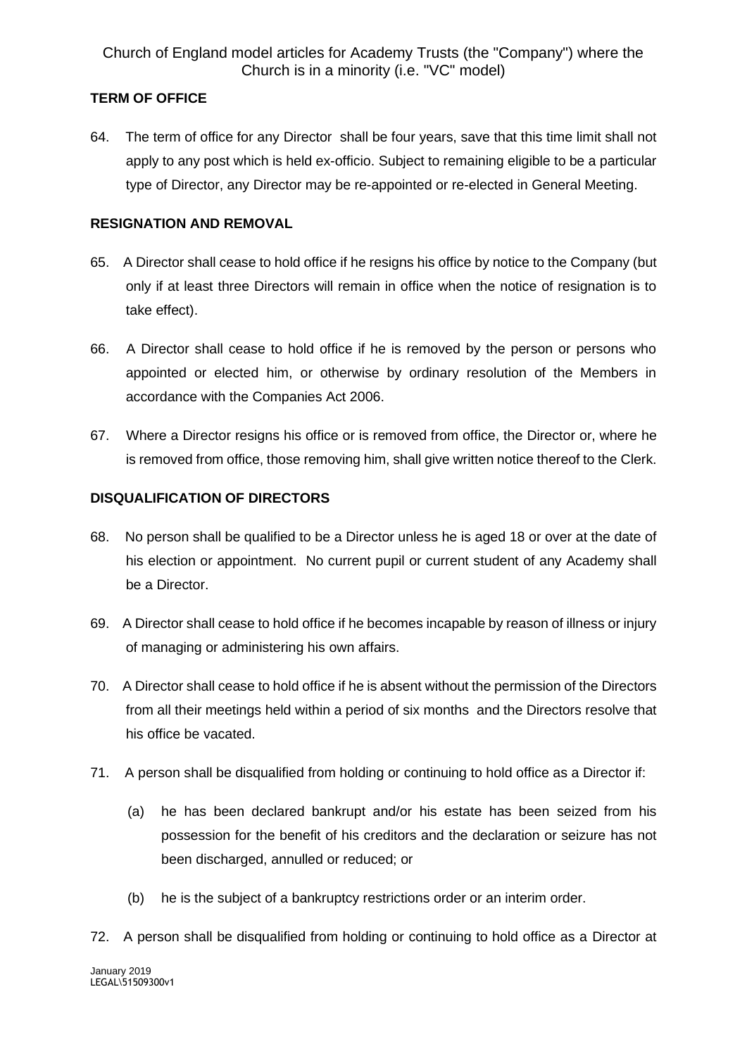## TERM OF OFFICE

64. The term of office for any Director shall be four years, save that this time limit shall not apply to any post which is held ex-officio. Subject to remaining eligible to be a particular type of Director, any Director may be re-appointed or re-elected in General Meeting.

## RESIGNATION AND REMOVAL

65. A Director shall cease to hold office if he resigns his office by notice to the Company (but only if at least three Directors will remain in office when the notice of resignation is to take effect).

66. A Director shall cease to hold office if he is removed by the person or persons who appointed or elected him, or otherwise by ordinary resolution of the Members in accordance with the Companies Act 2006.

67. Where a Director resigns his office or is removed from office, the Director or, where he is removed from office, those removing him, shall give written notice thereof to the Clerk.

## DISQUALIFICATION OF DIRECTORS

68. No person shall be qualified to be a Director unless he is aged 18 or over at the date of his election or appointment. No current pupil or current student of any Academy shall be a Director.

69. A Director shall cease to hold office if he becomes incapable by reason of illness or injury of managing or administering his own affairs.

70. A Director shall cease to hold office if he is absent without the permission of the Directors from all their meetings held within a period of six months and the Directors resolve that his office be vacated.

71. A person shall be disqualified from holding or continuing to hold office as a Director if:

   (a) he has been declared bankrupt and/or his estate has been seized from his possession for the benefit of his creditors and the declaration or seizure has not been discharged, annulled or reduced; or

   (b) he is the subject of a bankruptcy restrictions order or an interim order.

72. A person shall be disqualified from holding or continuing to hold office as a Director at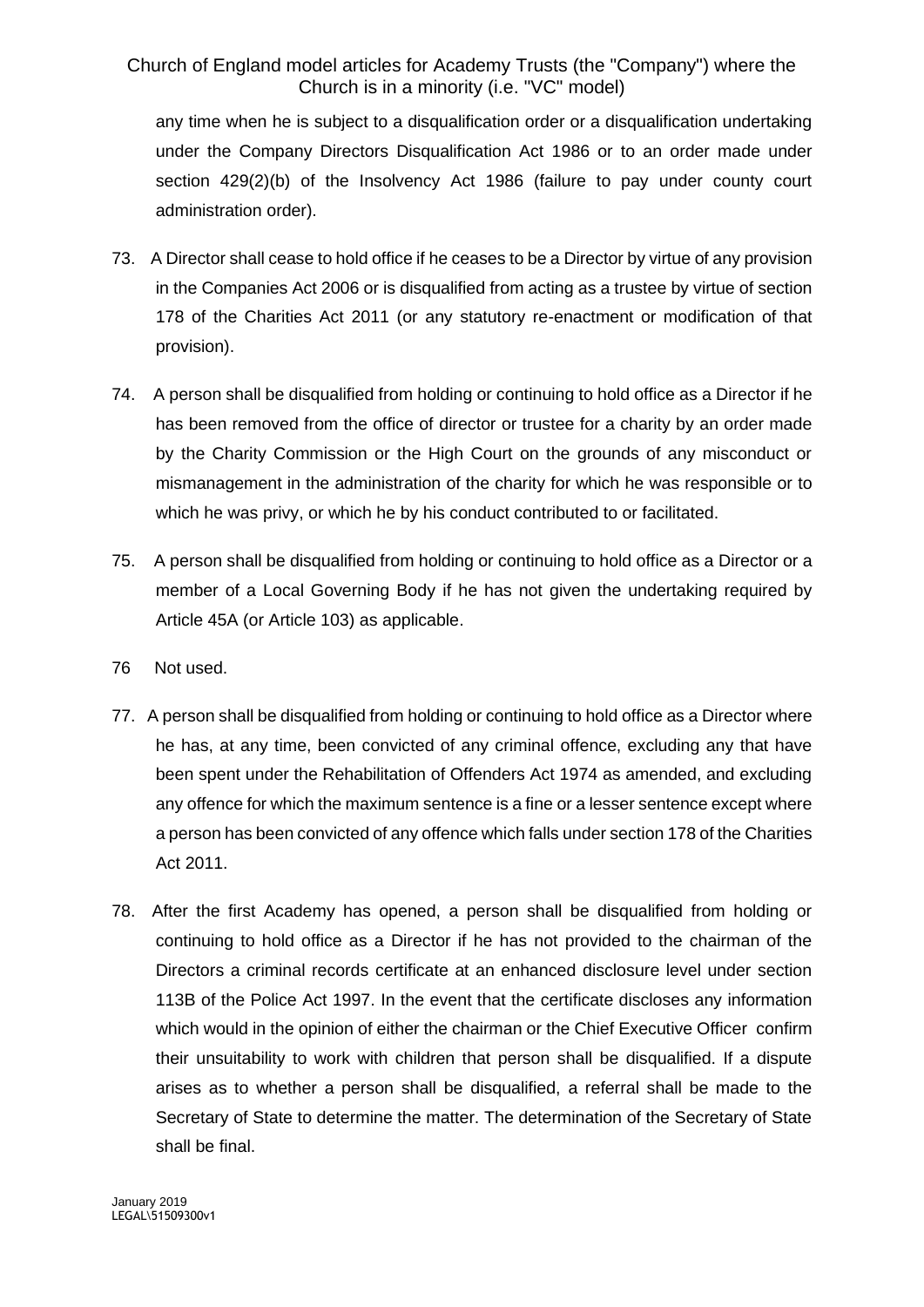any time when he is subject to a disqualification order or a disqualification undertaking under the Company Directors Disqualification Act 1986 or to an order made under section 429(2)(b) of the Insolvency Act 1986 (failure to pay under county court administration order).

73. A Director shall cease to hold office if he ceases to be a Director by virtue of any provision in the Companies Act 2006 or is disqualified from acting as a trustee by virtue of section 178 of the Charities Act 2011 (or any statutory re-enactment or modification of that provision).

74. A person shall be disqualified from holding or continuing to hold office as a Director if he has been removed from the office of director or trustee for a charity by an order made by the Charity Commission or the High Court on the grounds of any misconduct or mismanagement in the administration of the charity for which he was responsible or to which he was privy, or which he by his conduct contributed to or facilitated.

75. A person shall be disqualified from holding or continuing to hold office as a Director or a member of a Local Governing Body if he has not given the undertaking required by Article 45A (or Article 103) as applicable.

76 Not used.

77. A person shall be disqualified from holding or continuing to hold office as a Director where he has, at any time, been convicted of any criminal offence, excluding any that have been spent under the Rehabilitation of Offenders Act 1974 as amended, and excluding any offence for which the maximum sentence is a fine or a lesser sentence except where a person has been convicted of any offence which falls under section 178 of the Charities Act 2011.

78. After the first Academy has opened, a person shall be disqualified from holding or continuing to hold office as a Director if he has not provided to the chairman of the Directors a criminal records certificate at an enhanced disclosure level under section 113B of the Police Act 1997. In the event that the certificate discloses any information which would in the opinion of either the chairman or the Chief Executive Officer confirm their unsuitability to work with children that person shall be disqualified. If a dispute arises as to whether a person shall be disqualified, a referral shall be made to the Secretary of State to determine the matter. The determination of the Secretary of State shall be final.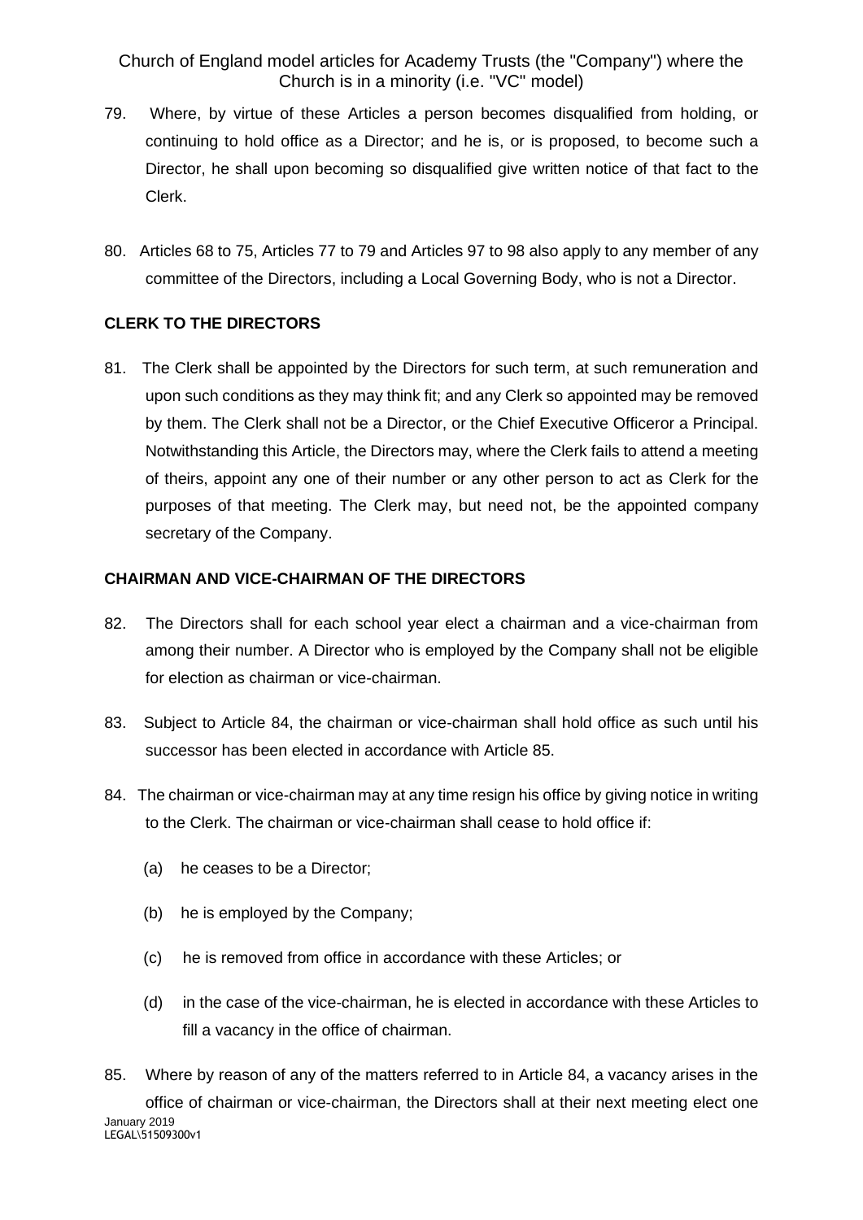79. Where, by virtue of these Articles a person becomes disqualified from holding, or continuing to hold office as a Director; and he is, or is proposed, to become such a Director, he shall upon becoming so disqualified give written notice of that fact to the Clerk.

80. Articles 68 to 75, Articles 77 to 79 and Articles 97 to 98 also apply to any member of any committee of the Directors, including a Local Governing Body, who is not a Director.

**CLERK TO THE DIRECTORS**

81. The Clerk shall be appointed by the Directors for such term, at such remuneration and upon such conditions as they may think fit; and any Clerk so appointed may be removed by them. The Clerk shall not be a Director, or the Chief Executive Officeror a Principal. Notwithstanding this Article, the Directors may, where the Clerk fails to attend a meeting of theirs, appoint any one of their number or any other person to act as Clerk for the purposes of that meeting. The Clerk may, but need not, be the appointed company secretary of the Company.

**CHAIRMAN AND VICE-CHAIRMAN OF THE DIRECTORS**

82. The Directors shall for each school year elect a chairman and a vice-chairman from among their number. A Director who is employed by the Company shall not be eligible for election as chairman or vice-chairman.

83. Subject to Article 84, the chairman or vice-chairman shall hold office as such until his successor has been elected in accordance with Article 85.

84. The chairman or vice-chairman may at any time resign his office by giving notice in writing to the Clerk. The chairman or vice-chairman shall cease to hold office if:

    (a) he ceases to be a Director;

    (b) he is employed by the Company;

    (c) he is removed from office in accordance with these Articles; or

    (d) in the case of the vice-chairman, he is elected in accordance with these Articles to fill a vacancy in the office of chairman.

85. Where by reason of any of the matters referred to in Article 84, a vacancy arises in the office of chairman or vice-chairman, the Directors shall at their next meeting elect one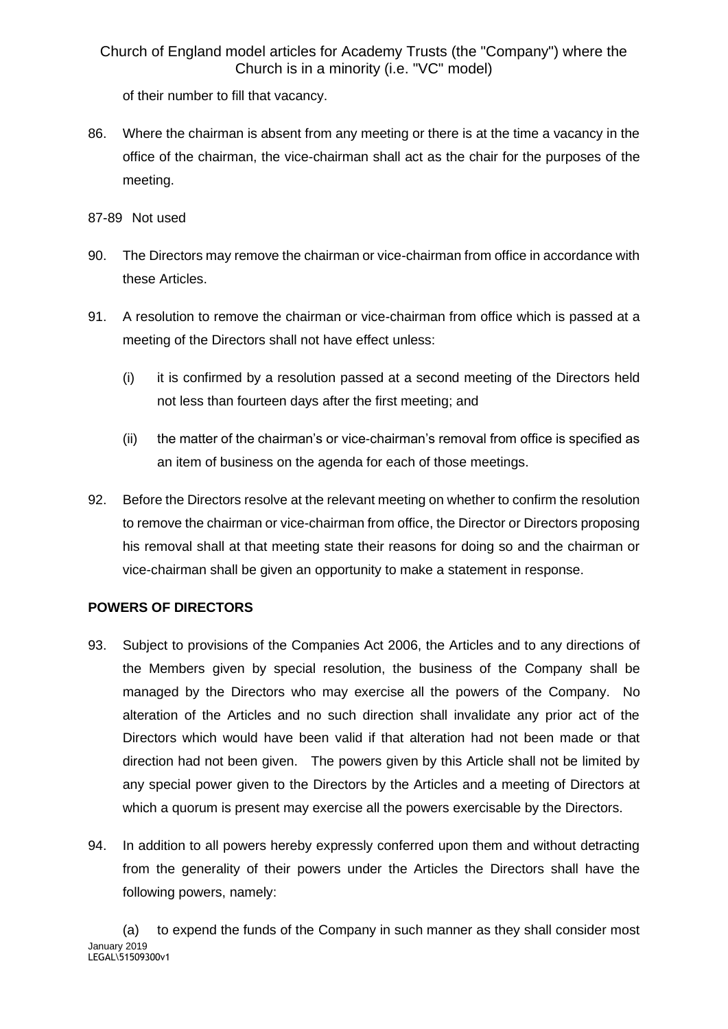of their number to fill that vacancy.

86. Where the chairman is absent from any meeting or there is at the time a vacancy in the office of the chairman, the vice-chairman shall act as the chair for the purposes of the meeting.

87-89 Not used

90. The Directors may remove the chairman or vice-chairman from office in accordance with these Articles.

91. A resolution to remove the chairman or vice-chairman from office which is passed at a meeting of the Directors shall not have effect unless:

   (i) it is confirmed by a resolution passed at a second meeting of the Directors held not less than fourteen days after the first meeting; and

   (ii) the matter of the chairman's or vice-chairman's removal from office is specified as an item of business on the agenda for each of those meetings.

92. Before the Directors resolve at the relevant meeting on whether to confirm the resolution to remove the chairman or vice-chairman from office, the Director or Directors proposing his removal shall at that meeting state their reasons for doing so and the chairman or vice-chairman shall be given an opportunity to make a statement in response.

**POWERS OF DIRECTORS**

93. Subject to provisions of the Companies Act 2006, the Articles and to any directions of the Members given by special resolution, the business of the Company shall be managed by the Directors who may exercise all the powers of the Company. No alteration of the Articles and no such direction shall invalidate any prior act of the Directors which would have been valid if that alteration had not been made or that direction had not been given. The powers given by this Article shall not be limited by any special power given to the Directors by the Articles and a meeting of Directors at which a quorum is present may exercise all the powers exercisable by the Directors.

94. In addition to all powers hereby expressly conferred upon them and without detracting from the generality of their powers under the Articles the Directors shall have the following powers, namely:

   (a) to expend the funds of the Company in such manner as they shall consider most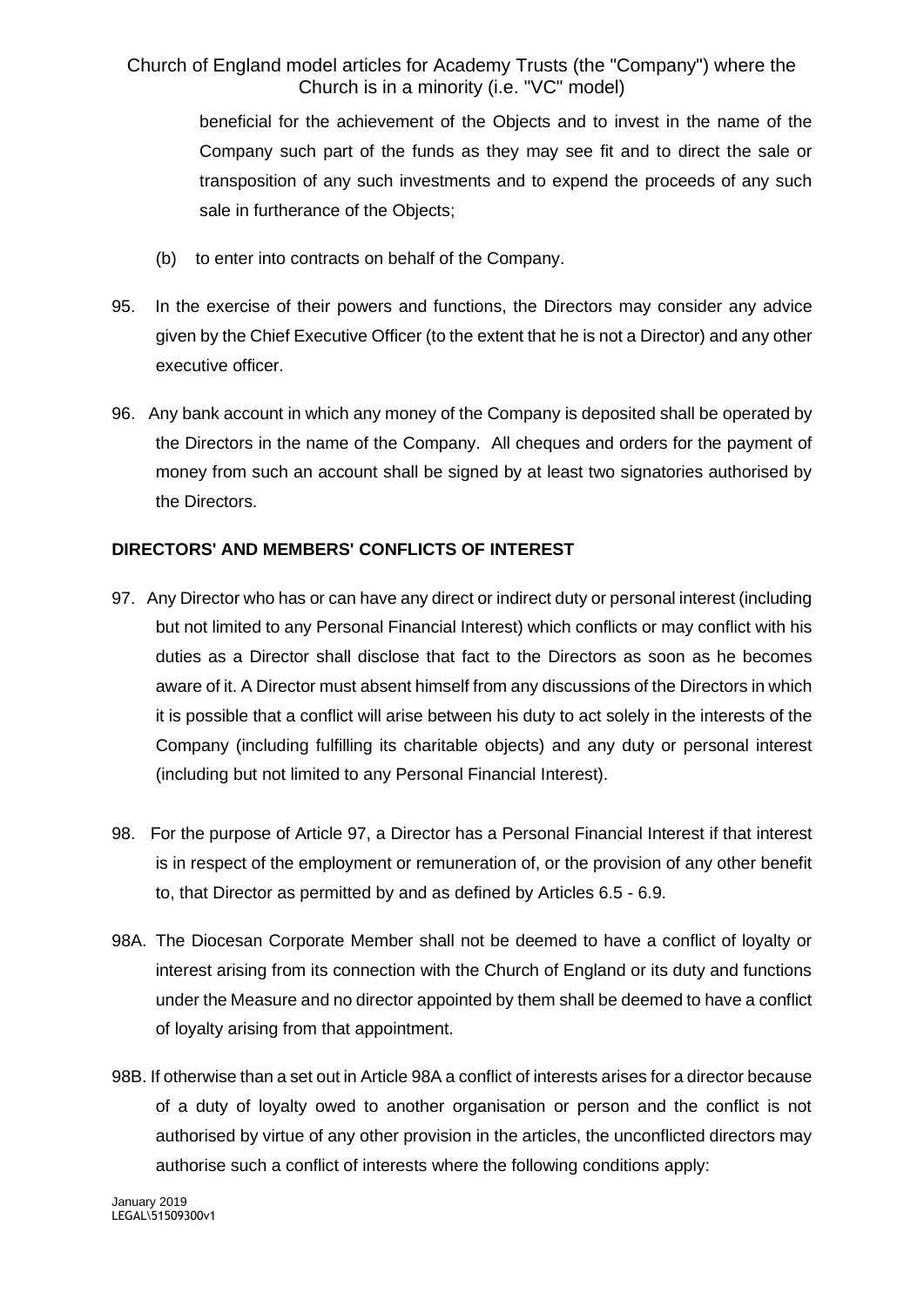beneficial for the achievement of the Objects and to invest in the name of the Company such part of the funds as they may see fit and to direct the sale or transposition of any such investments and to expend the proceeds of any such sale in furtherance of the Objects;

(b) to enter into contracts on behalf of the Company.

95. In the exercise of their powers and functions, the Directors may consider any advice given by the Chief Executive Officer (to the extent that he is not a Director) and any other executive officer.

96. Any bank account in which any money of the Company is deposited shall be operated by the Directors in the name of the Company. All cheques and orders for the payment of money from such an account shall be signed by at least two signatories authorised by the Directors.

**DIRECTORS' AND MEMBERS' CONFLICTS OF INTEREST**

97. Any Director who has or can have any direct or indirect duty or personal interest (including but not limited to any Personal Financial Interest) which conflicts or may conflict with his duties as a Director shall disclose that fact to the Directors as soon as he becomes aware of it. A Director must absent himself from any discussions of the Directors in which it is possible that a conflict will arise between his duty to act solely in the interests of the Company (including fulfilling its charitable objects) and any duty or personal interest (including but not limited to any Personal Financial Interest).

98. For the purpose of Article 97, a Director has a Personal Financial Interest if that interest is in respect of the employment or remuneration of, or the provision of any other benefit to, that Director as permitted by and as defined by Articles 6.5 - 6.9.

98A. The Diocesan Corporate Member shall not be deemed to have a conflict of loyalty or interest arising from its connection with the Church of England or its duty and functions under the Measure and no director appointed by them shall be deemed to have a conflict of loyalty arising from that appointment.

98B. If otherwise than a set out in Article 98A a conflict of interests arises for a director because of a duty of loyalty owed to another organisation or person and the conflict is not authorised by virtue of any other provision in the articles, the unconflicted directors may authorise such a conflict of interests where the following conditions apply: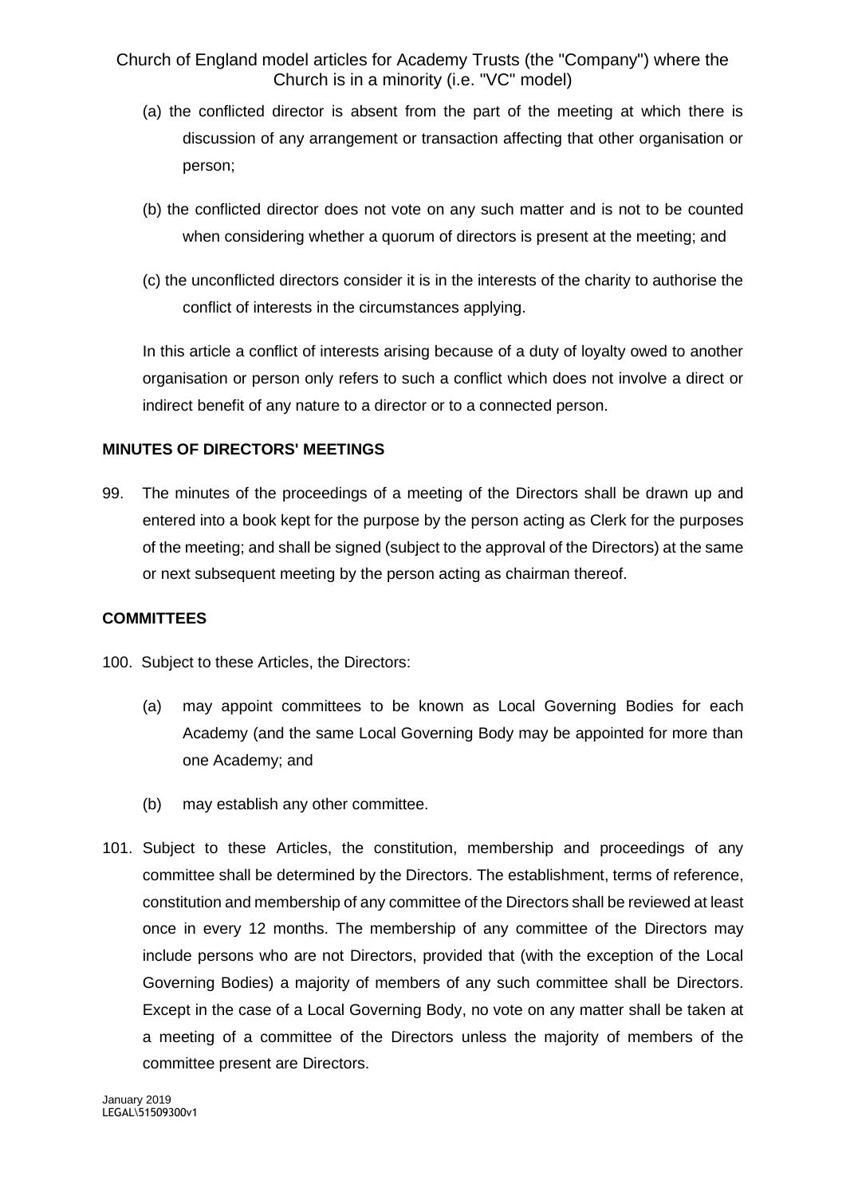(a) the conflicted director is absent from the part of the meeting at which there is discussion of any arrangement or transaction affecting that other organisation or person;

(b) the conflicted director does not vote on any such matter and is not to be counted when considering whether a quorum of directors is present at the meeting; and

(c) the unconflicted directors consider it is in the interests of the charity to authorise the conflict of interests in the circumstances applying.

In this article a conflict of interests arising because of a duty of loyalty owed to another organisation or person only refers to such a conflict which does not involve a direct or indirect benefit of any nature to a director or to a connected person.

**MINUTES OF DIRECTORS' MEETINGS**

99. The minutes of the proceedings of a meeting of the Directors shall be drawn up and entered into a book kept for the purpose by the person acting as Clerk for the purposes of the meeting; and shall be signed (subject to the approval of the Directors) at the same or next subsequent meeting by the person acting as chairman thereof.

**COMMITTEES**

100. Subject to these Articles, the Directors:

(a) may appoint committees to be known as Local Governing Bodies for each Academy (and the same Local Governing Body may be appointed for more than one Academy; and

(b) may establish any other committee.

101. Subject to these Articles, the constitution, membership and proceedings of any committee shall be determined by the Directors. The establishment, terms of reference, constitution and membership of any committee of the Directors shall be reviewed at least once in every 12 months. The membership of any committee of the Directors may include persons who are not Directors, provided that (with the exception of the Local Governing Bodies) a majority of members of any such committee shall be Directors. Except in the case of a Local Governing Body, no vote on any matter shall be taken at a meeting of a committee of the Directors unless the majority of members of the committee present are Directors.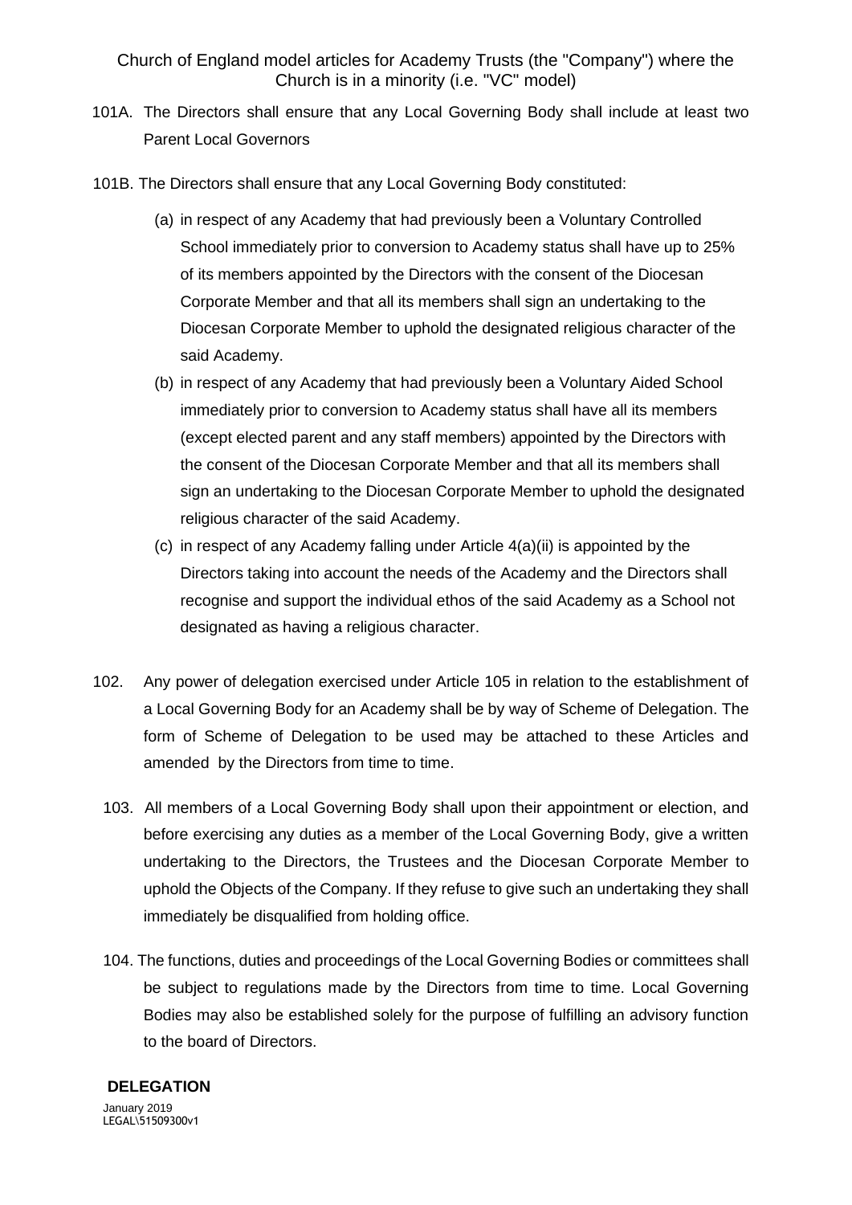101A. The Directors shall ensure that any Local Governing Body shall include at least two Parent Local Governors

101B. The Directors shall ensure that any Local Governing Body constituted:

(a) in respect of any Academy that had previously been a Voluntary Controlled School immediately prior to conversion to Academy status shall have up to 25% of its members appointed by the Directors with the consent of the Diocesan Corporate Member and that all its members shall sign an undertaking to the Diocesan Corporate Member to uphold the designated religious character of the said Academy.

(b) in respect of any Academy that had previously been a Voluntary Aided School immediately prior to conversion to Academy status shall have all its members (except elected parent and any staff members) appointed by the Directors with the consent of the Diocesan Corporate Member and that all its members shall sign an undertaking to the Diocesan Corporate Member to uphold the designated religious character of the said Academy.

(c) in respect of any Academy falling under Article 4(a)(ii) is appointed by the Directors taking into account the needs of the Academy and the Directors shall recognise and support the individual ethos of the said Academy as a School not designated as having a religious character.

102. Any power of delegation exercised under Article 105 in relation to the establishment of a Local Governing Body for an Academy shall be by way of Scheme of Delegation. The form of Scheme of Delegation to be used may be attached to these Articles and amended by the Directors from time to time.

103. All members of a Local Governing Body shall upon their appointment or election, and before exercising any duties as a member of the Local Governing Body, give a written undertaking to the Directors, the Trustees and the Diocesan Corporate Member to uphold the Objects of the Company. If they refuse to give such an undertaking they shall immediately be disqualified from holding office.

104. The functions, duties and proceedings of the Local Governing Bodies or committees shall be subject to regulations made by the Directors from time to time. Local Governing Bodies may also be established solely for the purpose of fulfilling an advisory function to the board of Directors.

**DELEGATION**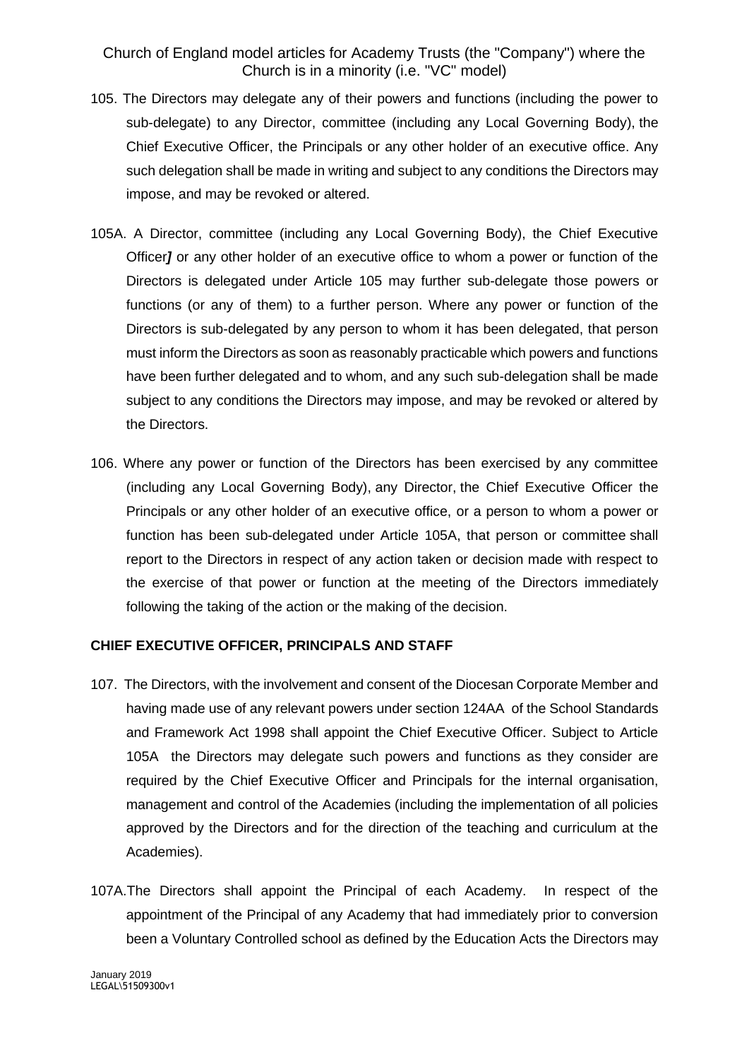105. The Directors may delegate any of their powers and functions (including the power to sub-delegate) to any Director, committee (including any Local Governing Body), the Chief Executive Officer, the Principals or any other holder of an executive office. Any such delegation shall be made in writing and subject to any conditions the Directors may impose, and may be revoked or altered.

105A. A Director, committee (including any Local Governing Body), the Chief Executive Officer*]* or any other holder of an executive office to whom a power or function of the Directors is delegated under Article 105 may further sub-delegate those powers or functions (or any of them) to a further person. Where any power or function of the Directors is sub-delegated by any person to whom it has been delegated, that person must inform the Directors as soon as reasonably practicable which powers and functions have been further delegated and to whom, and any such sub-delegation shall be made subject to any conditions the Directors may impose, and may be revoked or altered by the Directors.

106. Where any power or function of the Directors has been exercised by any committee (including any Local Governing Body), any Director, the Chief Executive Officer the Principals or any other holder of an executive office, or a person to whom a power or function has been sub-delegated under Article 105A, that person or committee shall report to the Directors in respect of any action taken or decision made with respect to the exercise of that power or function at the meeting of the Directors immediately following the taking of the action or the making of the decision.

**CHIEF EXECUTIVE OFFICER, PRINCIPALS AND STAFF**

107. The Directors, with the involvement and consent of the Diocesan Corporate Member and having made use of any relevant powers under section 124AA of the School Standards and Framework Act 1998 shall appoint the Chief Executive Officer. Subject to Article 105A the Directors may delegate such powers and functions as they consider are required by the Chief Executive Officer and Principals for the internal organisation, management and control of the Academies (including the implementation of all policies approved by the Directors and for the direction of the teaching and curriculum at the Academies).

107A. The Directors shall appoint the Principal of each Academy. In respect of the appointment of the Principal of any Academy that had immediately prior to conversion been a Voluntary Controlled school as defined by the Education Acts the Directors may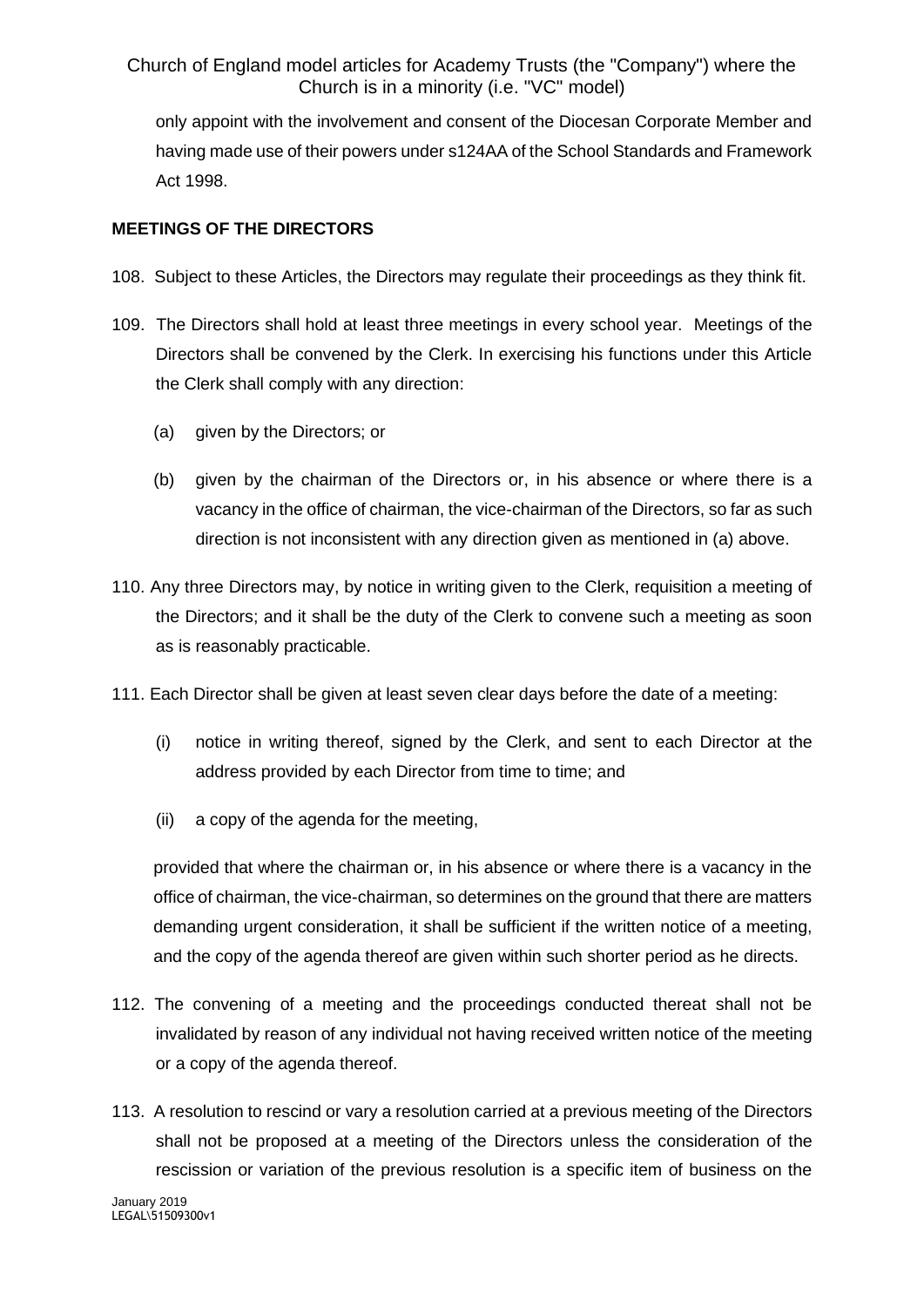only appoint with the involvement and consent of the Diocesan Corporate Member and having made use of their powers under s124AA of the School Standards and Framework Act 1998.

**MEETINGS OF THE DIRECTORS**

108. Subject to these Articles, the Directors may regulate their proceedings as they think fit.

109. The Directors shall hold at least three meetings in every school year. Meetings of the Directors shall be convened by the Clerk. In exercising his functions under this Article the Clerk shall comply with any direction:

   (a) given by the Directors; or

   (b) given by the chairman of the Directors or, in his absence or where there is a vacancy in the office of chairman, the vice-chairman of the Directors, so far as such direction is not inconsistent with any direction given as mentioned in (a) above.

110. Any three Directors may, by notice in writing given to the Clerk, requisition a meeting of the Directors; and it shall be the duty of the Clerk to convene such a meeting as soon as is reasonably practicable.

111. Each Director shall be given at least seven clear days before the date of a meeting:

   (i) notice in writing thereof, signed by the Clerk, and sent to each Director at the address provided by each Director from time to time; and

   (ii) a copy of the agenda for the meeting,

   provided that where the chairman or, in his absence or where there is a vacancy in the office of chairman, the vice-chairman, so determines on the ground that there are matters demanding urgent consideration, it shall be sufficient if the written notice of a meeting, and the copy of the agenda thereof are given within such shorter period as he directs.

112. The convening of a meeting and the proceedings conducted thereat shall not be invalidated by reason of any individual not having received written notice of the meeting or a copy of the agenda thereof.

113. A resolution to rescind or vary a resolution carried at a previous meeting of the Directors shall not be proposed at a meeting of the Directors unless the consideration of the rescission or variation of the previous resolution is a specific item of business on the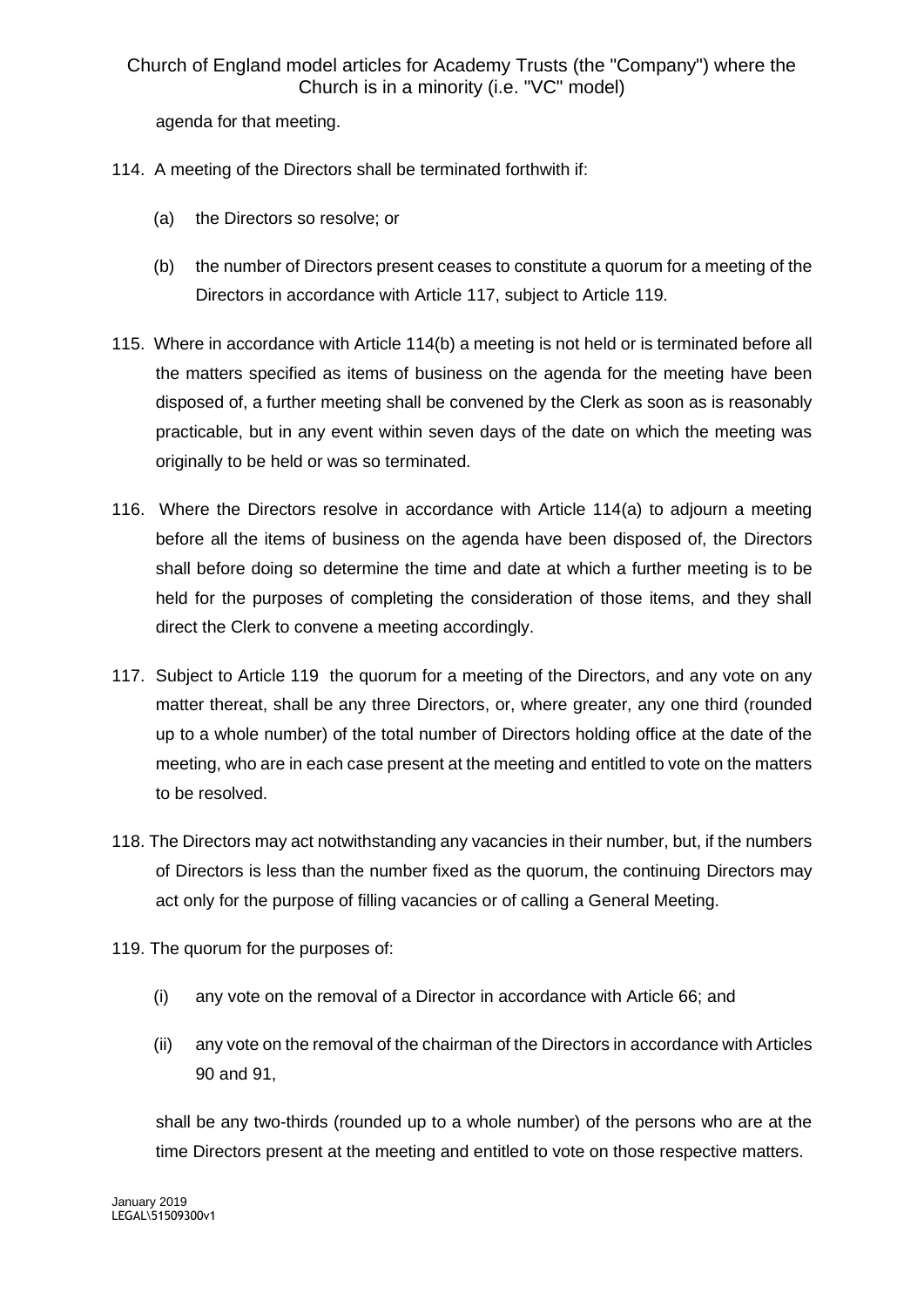agenda for that meeting.

114. A meeting of the Directors shall be terminated forthwith if:

   (a) the Directors so resolve; or

   (b) the number of Directors present ceases to constitute a quorum for a meeting of the Directors in accordance with Article 117, subject to Article 119.

115. Where in accordance with Article 114(b) a meeting is not held or is terminated before all the matters specified as items of business on the agenda for the meeting have been disposed of, a further meeting shall be convened by the Clerk as soon as is reasonably practicable, but in any event within seven days of the date on which the meeting was originally to be held or was so terminated.

116. Where the Directors resolve in accordance with Article 114(a) to adjourn a meeting before all the items of business on the agenda have been disposed of, the Directors shall before doing so determine the time and date at which a further meeting is to be held for the purposes of completing the consideration of those items, and they shall direct the Clerk to convene a meeting accordingly.

117. Subject to Article 119 the quorum for a meeting of the Directors, and any vote on any matter thereat, shall be any three Directors, or, where greater, any one third (rounded up to a whole number) of the total number of Directors holding office at the date of the meeting, who are in each case present at the meeting and entitled to vote on the matters to be resolved.

118. The Directors may act notwithstanding any vacancies in their number, but, if the numbers of Directors is less than the number fixed as the quorum, the continuing Directors may act only for the purpose of filling vacancies or of calling a General Meeting.

119. The quorum for the purposes of:

   (i) any vote on the removal of a Director in accordance with Article 66; and

   (ii) any vote on the removal of the chairman of the Directors in accordance with Articles 90 and 91,

   shall be any two-thirds (rounded up to a whole number) of the persons who are at the time Directors present at the meeting and entitled to vote on those respective matters.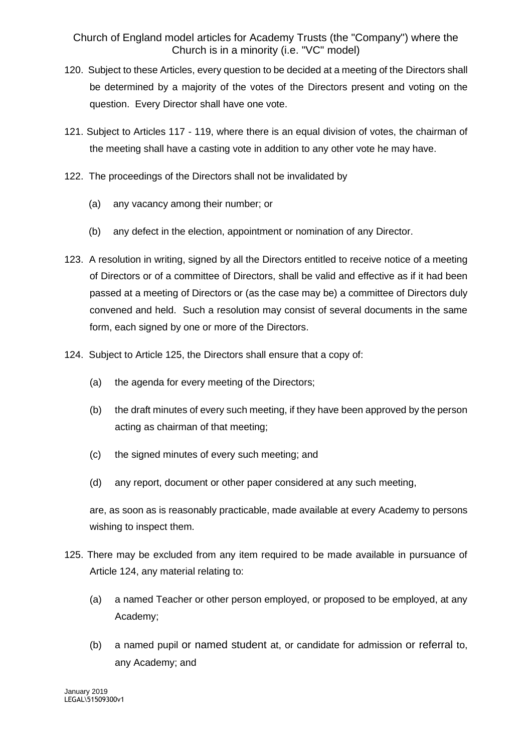120. Subject to these Articles, every question to be decided at a meeting of the Directors shall be determined by a majority of the votes of the Directors present and voting on the question. Every Director shall have one vote.

121. Subject to Articles 117 - 119, where there is an equal division of votes, the chairman of the meeting shall have a casting vote in addition to any other vote he may have.

122. The proceedings of the Directors shall not be invalidated by

(a) any vacancy among their number; or

(b) any defect in the election, appointment or nomination of any Director.

123. A resolution in writing, signed by all the Directors entitled to receive notice of a meeting of Directors or of a committee of Directors, shall be valid and effective as if it had been passed at a meeting of Directors or (as the case may be) a committee of Directors duly convened and held. Such a resolution may consist of several documents in the same form, each signed by one or more of the Directors.

124. Subject to Article 125, the Directors shall ensure that a copy of:

(a) the agenda for every meeting of the Directors;

(b) the draft minutes of every such meeting, if they have been approved by the person acting as chairman of that meeting;

(c) the signed minutes of every such meeting; and

(d) any report, document or other paper considered at any such meeting,

are, as soon as is reasonably practicable, made available at every Academy to persons wishing to inspect them.

125. There may be excluded from any item required to be made available in pursuance of Article 124, any material relating to:

(a) a named Teacher or other person employed, or proposed to be employed, at any Academy;

(b) a named pupil or named student at, or candidate for admission or referral to, any Academy; and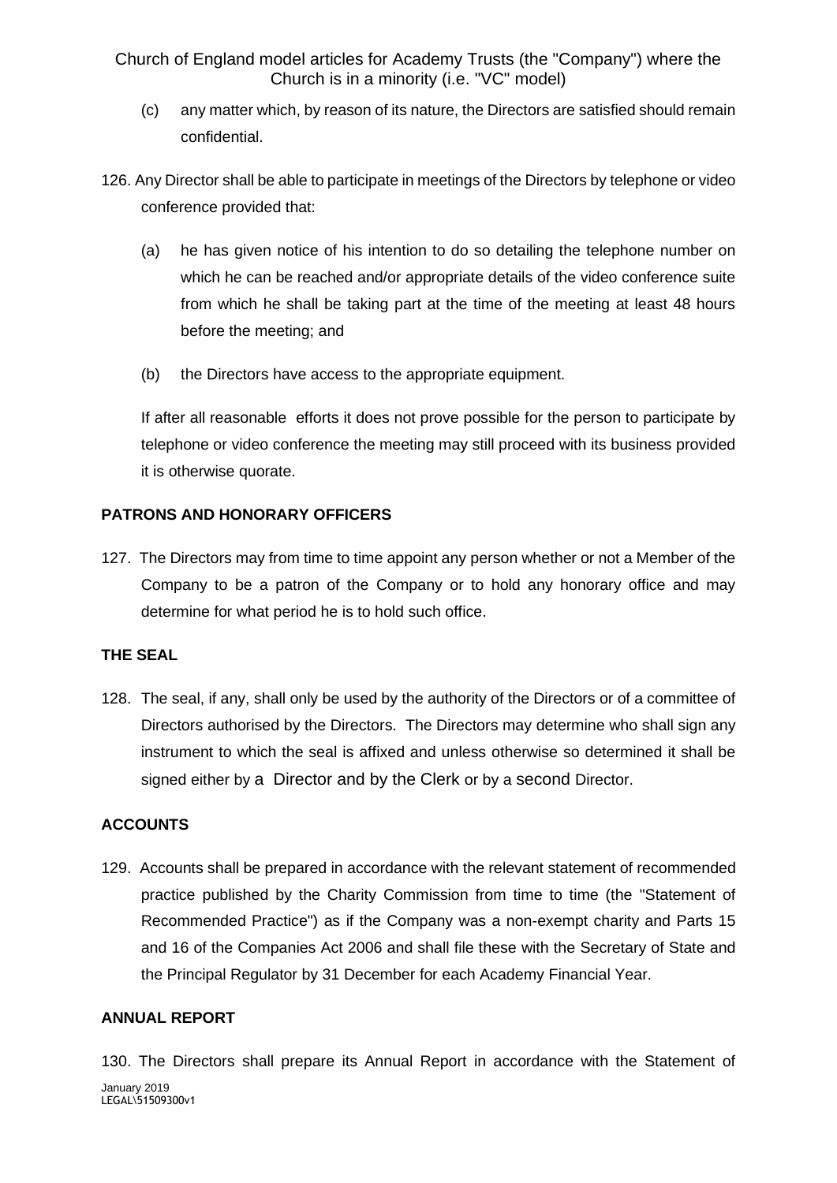(c) any matter which, by reason of its nature, the Directors are satisfied should remain confidential.

126. Any Director shall be able to participate in meetings of the Directors by telephone or video conference provided that:

(a) he has given notice of his intention to do so detailing the telephone number on which he can be reached and/or appropriate details of the video conference suite from which he shall be taking part at the time of the meeting at least 48 hours before the meeting; and

(b) the Directors have access to the appropriate equipment.

If after all reasonable efforts it does not prove possible for the person to participate by telephone or video conference the meeting may still proceed with its business provided it is otherwise quorate.

**PATRONS AND HONORARY OFFICERS**

127. The Directors may from time to time appoint any person whether or not a Member of the Company to be a patron of the Company or to hold any honorary office and may determine for what period he is to hold such office.

**THE SEAL**

128. The seal, if any, shall only be used by the authority of the Directors or of a committee of Directors authorised by the Directors. The Directors may determine who shall sign any instrument to which the seal is affixed and unless otherwise so determined it shall be signed either by a Director and by the Clerk or by a second Director.

**ACCOUNTS**

129. Accounts shall be prepared in accordance with the relevant statement of recommended practice published by the Charity Commission from time to time (the "Statement of Recommended Practice") as if the Company was a non-exempt charity and Parts 15 and 16 of the Companies Act 2006 and shall file these with the Secretary of State and the Principal Regulator by 31 December for each Academy Financial Year.

**ANNUAL REPORT**

130. The Directors shall prepare its Annual Report in accordance with the Statement of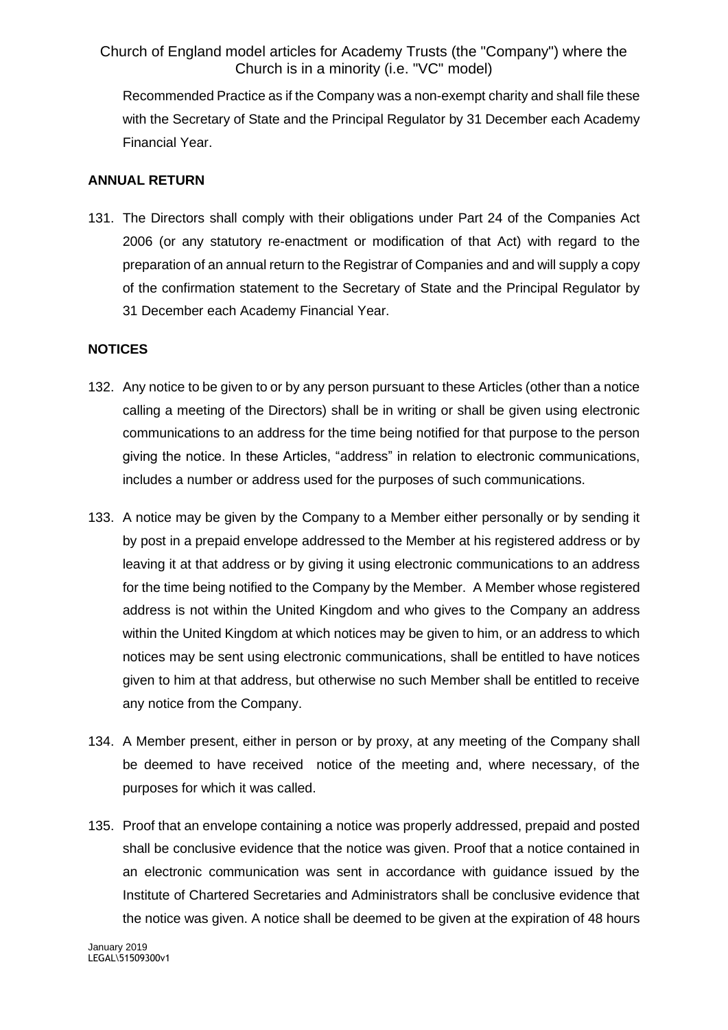Recommended Practice as if the Company was a non-exempt charity and shall file these with the Secretary of State and the Principal Regulator by 31 December each Academy Financial Year.

**ANNUAL RETURN**

131. The Directors shall comply with their obligations under Part 24 of the Companies Act 2006 (or any statutory re-enactment or modification of that Act) with regard to the preparation of an annual return to the Registrar of Companies and and will supply a copy of the confirmation statement to the Secretary of State and the Principal Regulator by 31 December each Academy Financial Year.

**NOTICES**

132. Any notice to be given to or by any person pursuant to these Articles (other than a notice calling a meeting of the Directors) shall be in writing or shall be given using electronic communications to an address for the time being notified for that purpose to the person giving the notice. In these Articles, "address" in relation to electronic communications, includes a number or address used for the purposes of such communications.

133. A notice may be given by the Company to a Member either personally or by sending it by post in a prepaid envelope addressed to the Member at his registered address or by leaving it at that address or by giving it using electronic communications to an address for the time being notified to the Company by the Member. A Member whose registered address is not within the United Kingdom and who gives to the Company an address within the United Kingdom at which notices may be given to him, or an address to which notices may be sent using electronic communications, shall be entitled to have notices given to him at that address, but otherwise no such Member shall be entitled to receive any notice from the Company.

134. A Member present, either in person or by proxy, at any meeting of the Company shall be deemed to have received notice of the meeting and, where necessary, of the purposes for which it was called.

135. Proof that an envelope containing a notice was properly addressed, prepaid and posted shall be conclusive evidence that the notice was given. Proof that a notice contained in an electronic communication was sent in accordance with guidance issued by the Institute of Chartered Secretaries and Administrators shall be conclusive evidence that the notice was given. A notice shall be deemed to be given at the expiration of 48 hours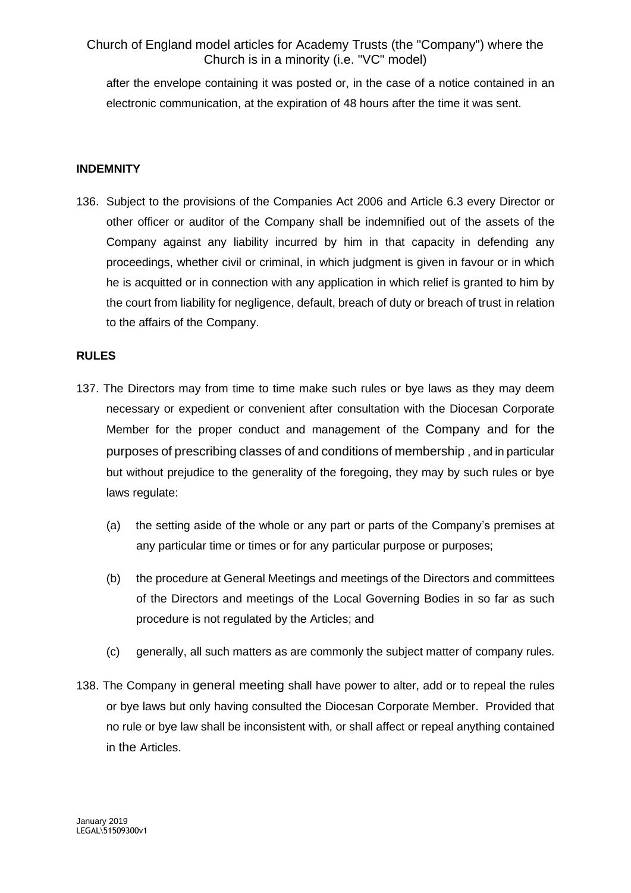after the envelope containing it was posted or, in the case of a notice contained in an electronic communication, at the expiration of 48 hours after the time it was sent.

**INDEMNITY**

136. Subject to the provisions of the Companies Act 2006 and Article 6.3 every Director or other officer or auditor of the Company shall be indemnified out of the assets of the Company against any liability incurred by him in that capacity in defending any proceedings, whether civil or criminal, in which judgment is given in favour or in which he is acquitted or in connection with any application in which relief is granted to him by the court from liability for negligence, default, breach of duty or breach of trust in relation to the affairs of the Company.

**RULES**

137. The Directors may from time to time make such rules or bye laws as they may deem necessary or expedient or convenient after consultation with the Diocesan Corporate Member for the proper conduct and management of the Company and for the purposes of prescribing classes of and conditions of membership , and in particular but without prejudice to the generality of the foregoing, they may by such rules or bye laws regulate:

    (a) the setting aside of the whole or any part or parts of the Company's premises at any particular time or times or for any particular purpose or purposes;

    (b) the procedure at General Meetings and meetings of the Directors and committees of the Directors and meetings of the Local Governing Bodies in so far as such procedure is not regulated by the Articles; and

    (c) generally, all such matters as are commonly the subject matter of company rules.

138. The Company in general meeting shall have power to alter, add or to repeal the rules or bye laws but only having consulted the Diocesan Corporate Member. Provided that no rule or bye law shall be inconsistent with, or shall affect or repeal anything contained in the Articles.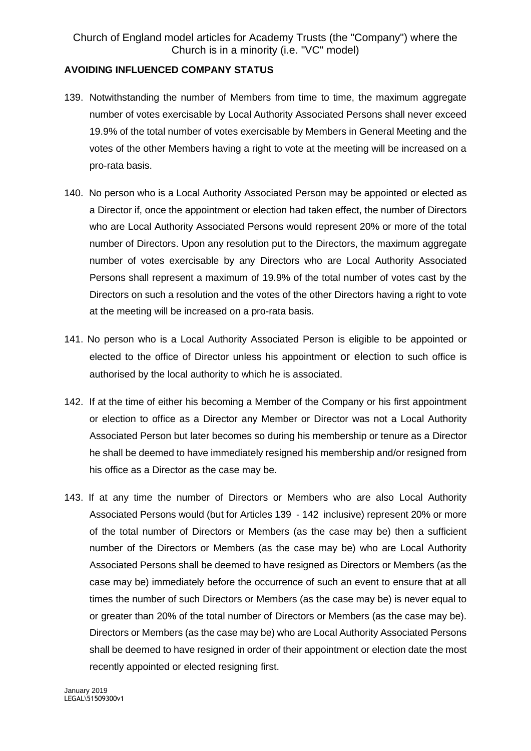**AVOIDING INFLUENCED COMPANY STATUS**

139. Notwithstanding the number of Members from time to time, the maximum aggregate number of votes exercisable by Local Authority Associated Persons shall never exceed 19.9% of the total number of votes exercisable by Members in General Meeting and the votes of the other Members having a right to vote at the meeting will be increased on a pro-rata basis.

140. No person who is a Local Authority Associated Person may be appointed or elected as a Director if, once the appointment or election had taken effect, the number of Directors who are Local Authority Associated Persons would represent 20% or more of the total number of Directors. Upon any resolution put to the Directors, the maximum aggregate number of votes exercisable by any Directors who are Local Authority Associated Persons shall represent a maximum of 19.9% of the total number of votes cast by the Directors on such a resolution and the votes of the other Directors having a right to vote at the meeting will be increased on a pro-rata basis.

141. No person who is a Local Authority Associated Person is eligible to be appointed or elected to the office of Director unless his appointment or election to such office is authorised by the local authority to which he is associated.

142. If at the time of either his becoming a Member of the Company or his first appointment or election to office as a Director any Member or Director was not a Local Authority Associated Person but later becomes so during his membership or tenure as a Director he shall be deemed to have immediately resigned his membership and/or resigned from his office as a Director as the case may be.

143. If at any time the number of Directors or Members who are also Local Authority Associated Persons would (but for Articles 139 - 142 inclusive) represent 20% or more of the total number of Directors or Members (as the case may be) then a sufficient number of the Directors or Members (as the case may be) who are Local Authority Associated Persons shall be deemed to have resigned as Directors or Members (as the case may be) immediately before the occurrence of such an event to ensure that at all times the number of such Directors or Members (as the case may be) is never equal to or greater than 20% of the total number of Directors or Members (as the case may be). Directors or Members (as the case may be) who are Local Authority Associated Persons shall be deemed to have resigned in order of their appointment or election date the most recently appointed or elected resigning first.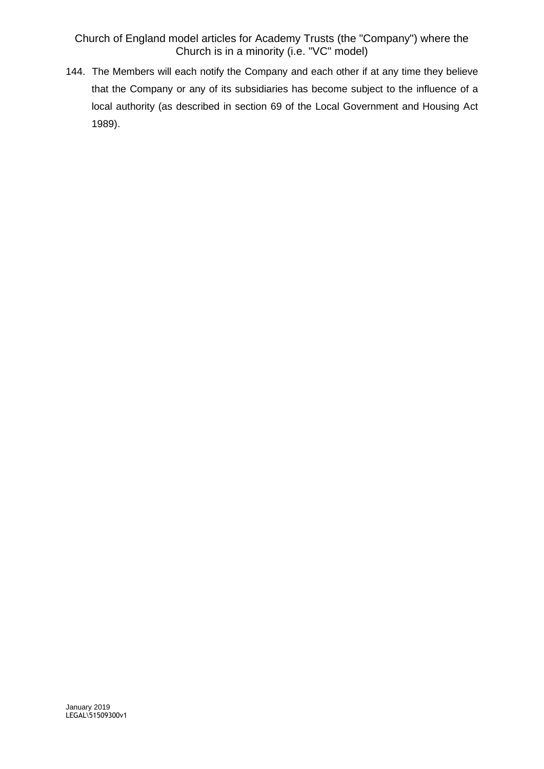144. The Members will each notify the Company and each other if at any time they believe that the Company or any of its subsidiaries has become subject to the influence of a local authority (as described in section 69 of the Local Government and Housing Act 1989).